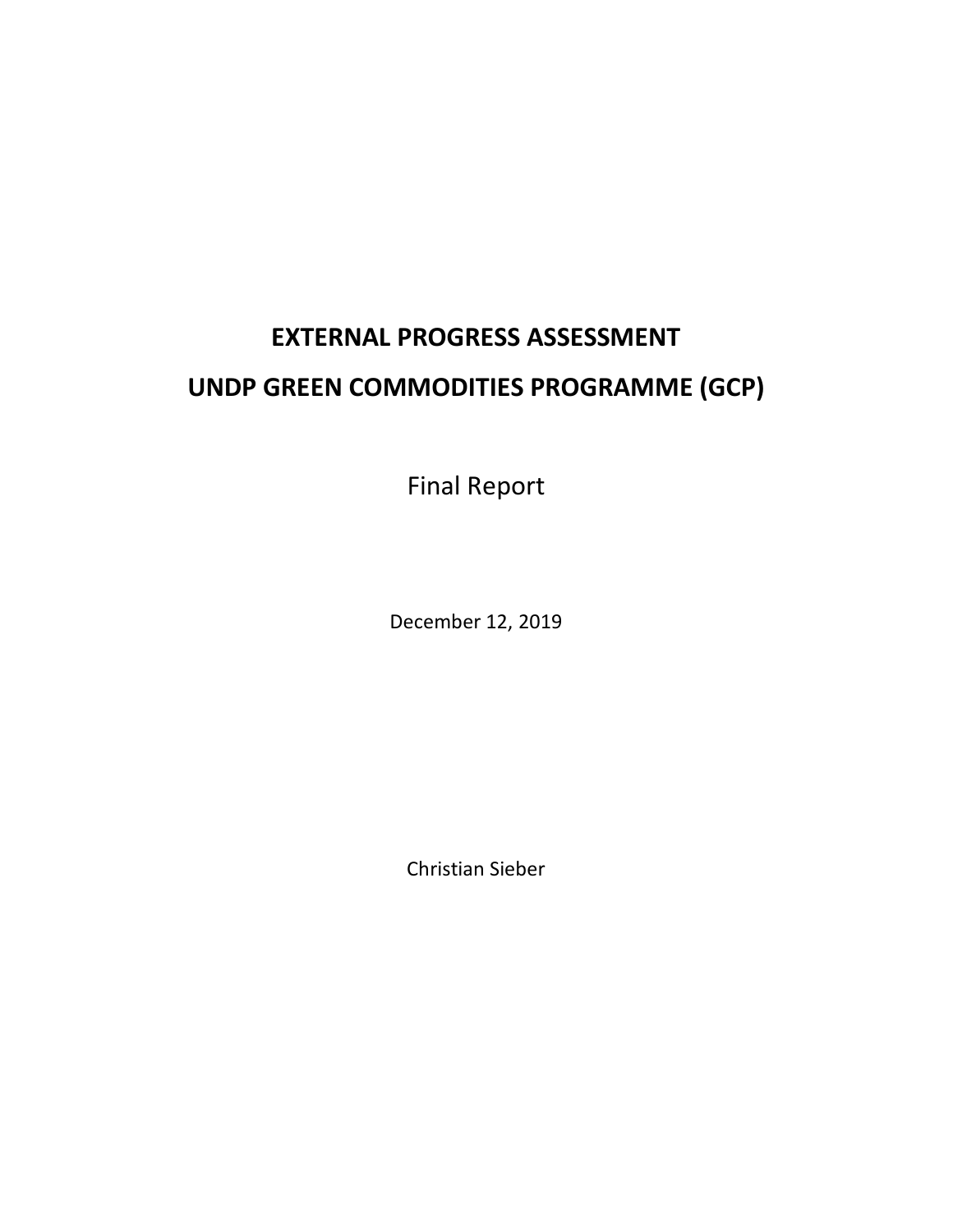# EXTERNAL PROGRESS ASSESSMENT

# UNDP GREEN COMMODITIES PROGRAMME (GCP)

Final Report

December 12, 2019

Christian Sieber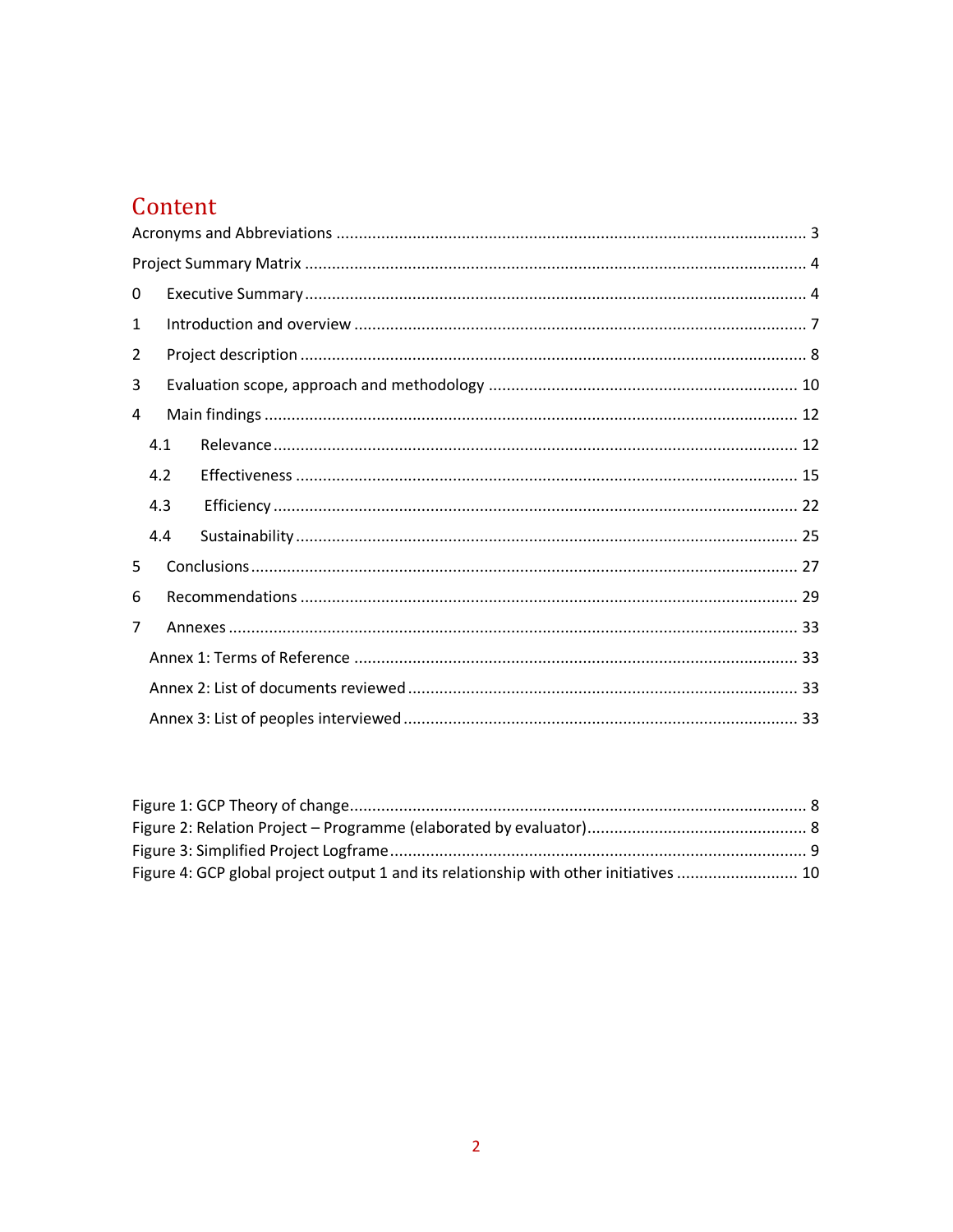# Content

Acronyms and Abbreviations ........................................................................................................ 3

Project Summary Matrix .............................................................................................................. 4

0 Executive Summary .................................................................................................................. 4

1 Introduction and overview ........................................................................................................ 7

2 Project description ..................................................................................................................... 8

3 Evaluation scope, approach and methodology ........................................................................ 10

4 Main findings ............................................................................................................................ 12

4.1 Relevance ............................................................................................................................. 12

4.2 Effectiveness ........................................................................................................................ 15

4.3 Efficiency .............................................................................................................................. 22

4.4 Sustainability ........................................................................................................................ 25

5 Conclusions .............................................................................................................................. 27

6 Recommendations .................................................................................................................... 29

7 Annexes .................................................................................................................................... 33

Annex 1: Terms of Reference ...................................................................................................... 33

Annex 2: List of documents reviewed ......................................................................................... 33

Annex 3: List of peoples interviewed .......................................................................................... 33

Figure 1: GCP Theory of change..................................................................................................... 8

Figure 2: Relation Project – Programme (elaborated by evaluator)................................................ 8

Figure 3: Simplified Project Logframe............................................................................................ 9

Figure 4: GCP global project output 1 and its relationship with other initiatives ........................ 10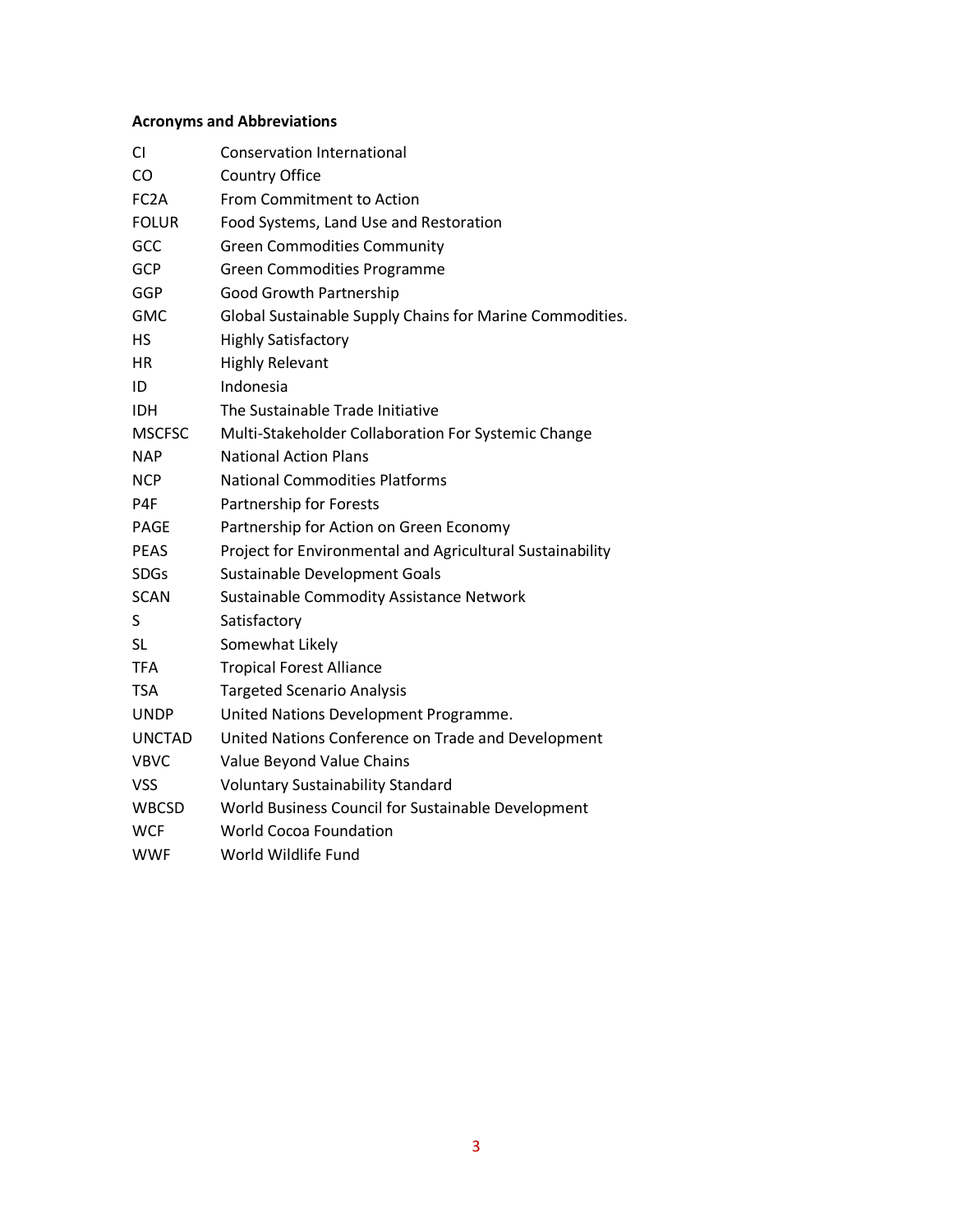**Acronyms and Abbreviations**

| | |
|---|---|
| CI | Conservation International |
| CO | Country Office |
| FC2A | From Commitment to Action |
| FOLUR | Food Systems, Land Use and Restoration |
| GCC | Green Commodities Community |
| GCP | Green Commodities Programme |
| GGP | Good Growth Partnership |
| GMC | Global Sustainable Supply Chains for Marine Commodities. |
| HS | Highly Satisfactory |
| HR | Highly Relevant |
| ID | Indonesia |
| IDH | The Sustainable Trade Initiative |
| MSCFSC | Multi-Stakeholder Collaboration For Systemic Change |
| NAP | National Action Plans |
| NCP | National Commodities Platforms |
| P4F | Partnership for Forests |
| PAGE | Partnership for Action on Green Economy |
| PEAS | Project for Environmental and Agricultural Sustainability |
| SDGs | Sustainable Development Goals |
| SCAN | Sustainable Commodity Assistance Network |
| S | Satisfactory |
| SL | Somewhat Likely |
| TFA | Tropical Forest Alliance |
| TSA | Targeted Scenario Analysis |
| UNDP | United Nations Development Programme. |
| UNCTAD | United Nations Conference on Trade and Development |
| VBVC | Value Beyond Value Chains |
| VSS | Voluntary Sustainability Standard |
| WBCSD | World Business Council for Sustainable Development |
| WCF | World Cocoa Foundation |
| WWF | World Wildlife Fund |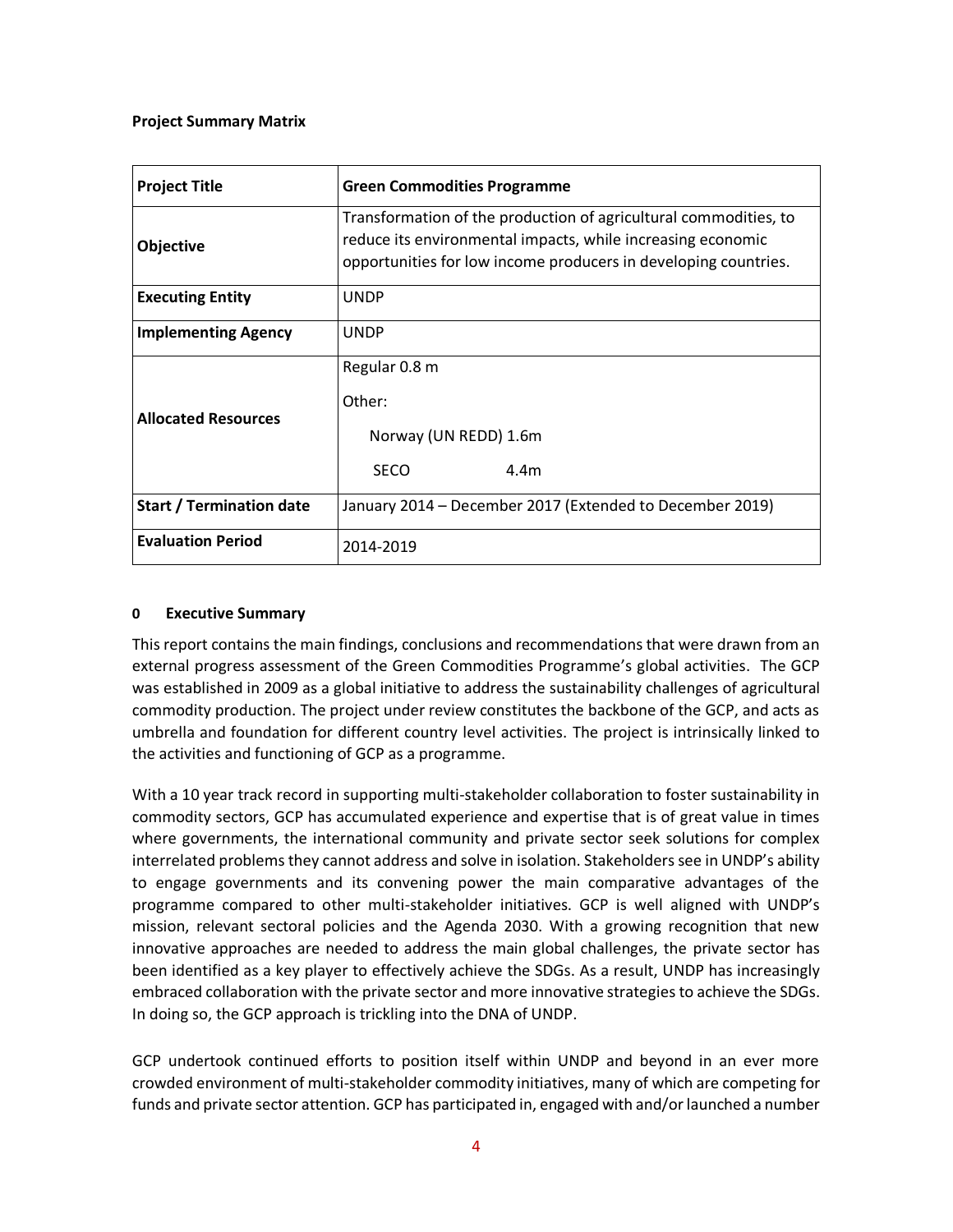**Project Summary Matrix**

| Project Title | Green Commodities Programme |
|---|---|
| Objective | Transformation of the production of agricultural commodities, to reduce its environmental impacts, while increasing economic opportunities for low income producers in developing countries. |
| Executing Entity | UNDP |
| Implementing Agency | UNDP |
| Allocated Resources | Regular 0.8 m<br><br>Other:<br><br>Norway (UN REDD) 1.6m<br><br>SECO 4.4m |
| Start / Termination date | January 2014 – December 2017 (Extended to December 2019) |
| Evaluation Period | 2014-2019 |

## 0 Executive Summary

This report contains the main findings, conclusions and recommendations that were drawn from an external progress assessment of the Green Commodities Programme's global activities. The GCP was established in 2009 as a global initiative to address the sustainability challenges of agricultural commodity production. The project under review constitutes the backbone of the GCP, and acts as umbrella and foundation for different country level activities. The project is intrinsically linked to the activities and functioning of GCP as a programme.

With a 10 year track record in supporting multi-stakeholder collaboration to foster sustainability in commodity sectors, GCP has accumulated experience and expertise that is of great value in times where governments, the international community and private sector seek solutions for complex interrelated problems they cannot address and solve in isolation. Stakeholders see in UNDP's ability to engage governments and its convening power the main comparative advantages of the programme compared to other multi-stakeholder initiatives. GCP is well aligned with UNDP's mission, relevant sectoral policies and the Agenda 2030. With a growing recognition that new innovative approaches are needed to address the main global challenges, the private sector has been identified as a key player to effectively achieve the SDGs. As a result, UNDP has increasingly embraced collaboration with the private sector and more innovative strategies to achieve the SDGs. In doing so, the GCP approach is trickling into the DNA of UNDP.

GCP undertook continued efforts to position itself within UNDP and beyond in an ever more crowded environment of multi-stakeholder commodity initiatives, many of which are competing for funds and private sector attention. GCP has participated in, engaged with and/or launched a number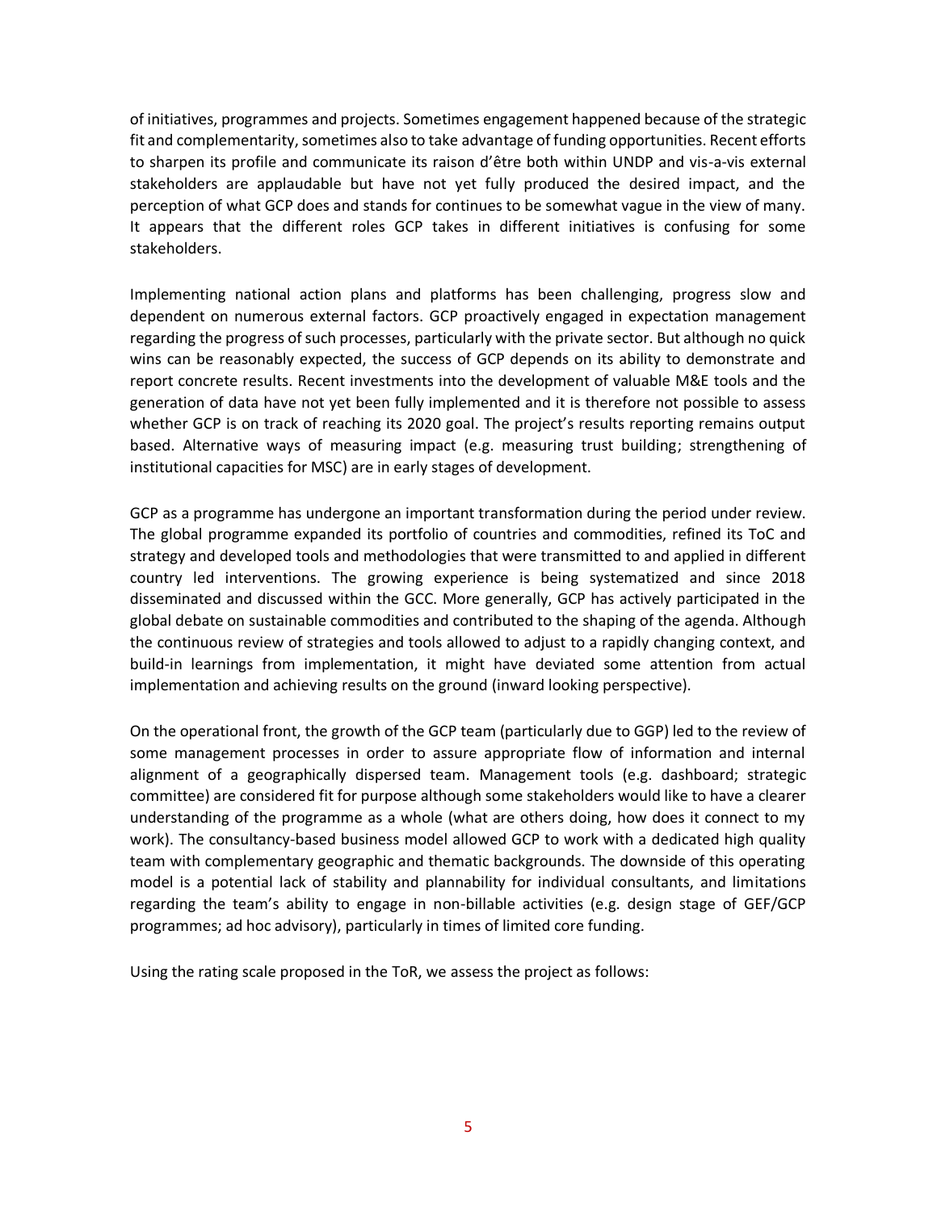of initiatives, programmes and projects. Sometimes engagement happened because of the strategic fit and complementarity, sometimes also to take advantage of funding opportunities. Recent efforts to sharpen its profile and communicate its raison d'être both within UNDP and vis-a-vis external stakeholders are applaudable but have not yet fully produced the desired impact, and the perception of what GCP does and stands for continues to be somewhat vague in the view of many. It appears that the different roles GCP takes in different initiatives is confusing for some stakeholders.

Implementing national action plans and platforms has been challenging, progress slow and dependent on numerous external factors. GCP proactively engaged in expectation management regarding the progress of such processes, particularly with the private sector. But although no quick wins can be reasonably expected, the success of GCP depends on its ability to demonstrate and report concrete results. Recent investments into the development of valuable M&E tools and the generation of data have not yet been fully implemented and it is therefore not possible to assess whether GCP is on track of reaching its 2020 goal. The project's results reporting remains output based. Alternative ways of measuring impact (e.g. measuring trust building; strengthening of institutional capacities for MSC) are in early stages of development.

GCP as a programme has undergone an important transformation during the period under review. The global programme expanded its portfolio of countries and commodities, refined its ToC and strategy and developed tools and methodologies that were transmitted to and applied in different country led interventions. The growing experience is being systematized and since 2018 disseminated and discussed within the GCC. More generally, GCP has actively participated in the global debate on sustainable commodities and contributed to the shaping of the agenda. Although the continuous review of strategies and tools allowed to adjust to a rapidly changing context, and build-in learnings from implementation, it might have deviated some attention from actual implementation and achieving results on the ground (inward looking perspective).

On the operational front, the growth of the GCP team (particularly due to GGP) led to the review of some management processes in order to assure appropriate flow of information and internal alignment of a geographically dispersed team. Management tools (e.g. dashboard; strategic committee) are considered fit for purpose although some stakeholders would like to have a clearer understanding of the programme as a whole (what are others doing, how does it connect to my work). The consultancy-based business model allowed GCP to work with a dedicated high quality team with complementary geographic and thematic backgrounds. The downside of this operating model is a potential lack of stability and plannability for individual consultants, and limitations regarding the team's ability to engage in non-billable activities (e.g. design stage of GEF/GCP programmes; ad hoc advisory), particularly in times of limited core funding.

Using the rating scale proposed in the ToR, we assess the project as follows: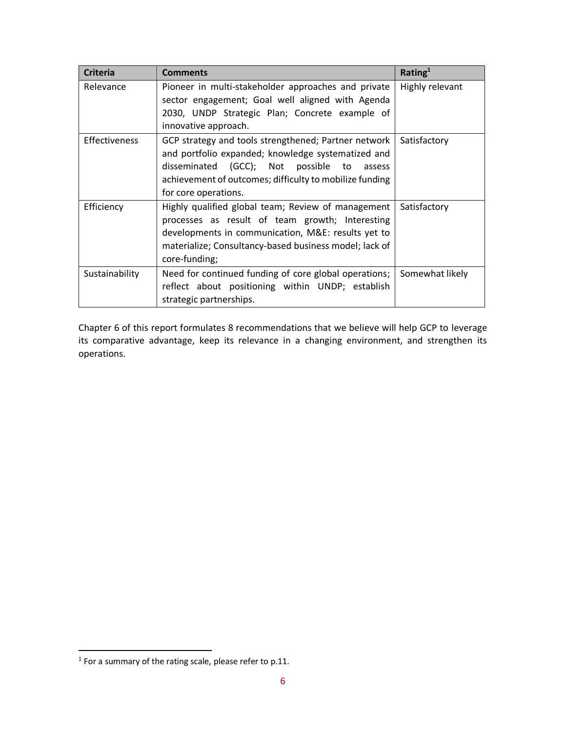| Criteria | Comments | Rating[1] |
|---|---|---|
| Relevance | Pioneer in multi-stakeholder approaches and private sector engagement; Goal well aligned with Agenda 2030, UNDP Strategic Plan; Concrete example of innovative approach. | Highly relevant |
| Effectiveness | GCP strategy and tools strengthened; Partner network and portfolio expanded; knowledge systematized and disseminated (GCC); Not possible to assess achievement of outcomes; difficulty to mobilize funding for core operations. | Satisfactory |
| Efficiency | Highly qualified global team; Review of management processes as result of team growth; Interesting developments in communication, M&E: results yet to materialize; Consultancy-based business model; lack of core-funding; | Satisfactory |
| Sustainability | Need for continued funding of core global operations; reflect about positioning within UNDP; establish strategic partnerships. | Somewhat likely |

Chapter 6 of this report formulates 8 recommendations that we believe will help GCP to leverage its comparative advantage, keep its relevance in a changing environment, and strengthen its operations.

[1] For a summary of the rating scale, please refer to p.11.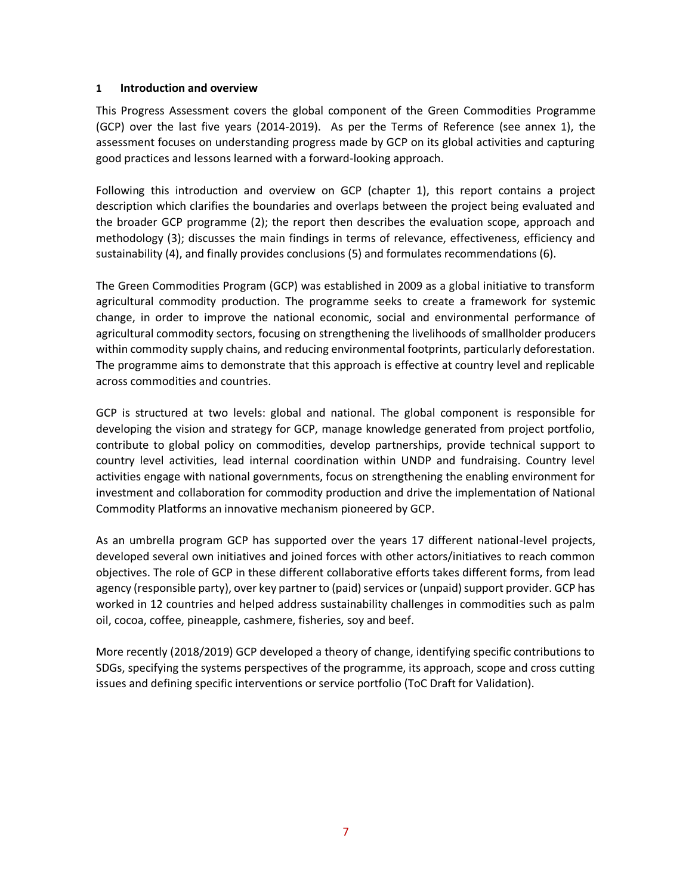# 1 Introduction and overview

This Progress Assessment covers the global component of the Green Commodities Programme (GCP) over the last five years (2014-2019). As per the Terms of Reference (see annex 1), the assessment focuses on understanding progress made by GCP on its global activities and capturing good practices and lessons learned with a forward-looking approach.

Following this introduction and overview on GCP (chapter 1), this report contains a project description which clarifies the boundaries and overlaps between the project being evaluated and the broader GCP programme (2); the report then describes the evaluation scope, approach and methodology (3); discusses the main findings in terms of relevance, effectiveness, efficiency and sustainability (4), and finally provides conclusions (5) and formulates recommendations (6).

The Green Commodities Program (GCP) was established in 2009 as a global initiative to transform agricultural commodity production. The programme seeks to create a framework for systemic change, in order to improve the national economic, social and environmental performance of agricultural commodity sectors, focusing on strengthening the livelihoods of smallholder producers within commodity supply chains, and reducing environmental footprints, particularly deforestation. The programme aims to demonstrate that this approach is effective at country level and replicable across commodities and countries.

GCP is structured at two levels: global and national. The global component is responsible for developing the vision and strategy for GCP, manage knowledge generated from project portfolio, contribute to global policy on commodities, develop partnerships, provide technical support to country level activities, lead internal coordination within UNDP and fundraising. Country level activities engage with national governments, focus on strengthening the enabling environment for investment and collaboration for commodity production and drive the implementation of National Commodity Platforms an innovative mechanism pioneered by GCP.

As an umbrella program GCP has supported over the years 17 different national-level projects, developed several own initiatives and joined forces with other actors/initiatives to reach common objectives. The role of GCP in these different collaborative efforts takes different forms, from lead agency (responsible party), over key partner to (paid) services or (unpaid) support provider. GCP has worked in 12 countries and helped address sustainability challenges in commodities such as palm oil, cocoa, coffee, pineapple, cashmere, fisheries, soy and beef.

More recently (2018/2019) GCP developed a theory of change, identifying specific contributions to SDGs, specifying the systems perspectives of the programme, its approach, scope and cross cutting issues and defining specific interventions or service portfolio (ToC Draft for Validation).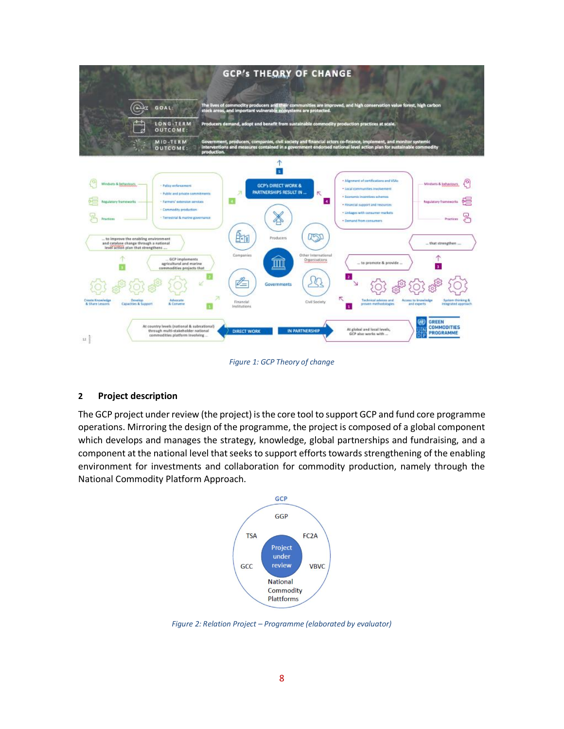*Figure 1: GCP Theory of change*

## 2 Project description

The GCP project under review (the project) is the core tool to support GCP and fund core programme operations. Mirroring the design of the programme, the project is composed of a global component which develops and manages the strategy, knowledge, global partnerships and fundraising, and a component at the national level that seeks to support efforts towards strengthening of the enabling environment for investments and collaboration for commodity production, namely through the National Commodity Platform Approach.

*Figure 2: Relation Project – Programme (elaborated by evaluator)*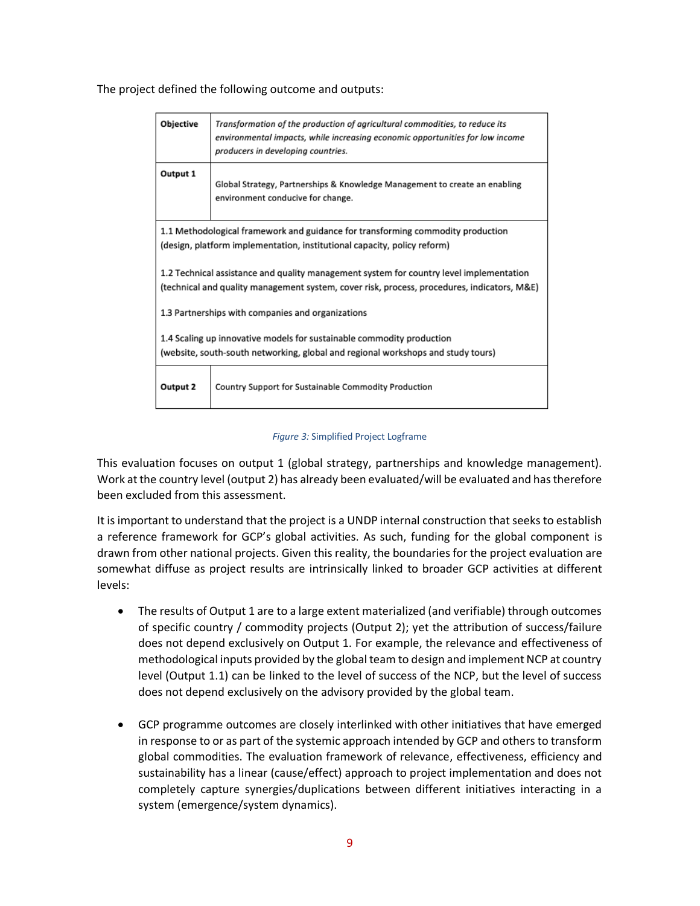The project defined the following outcome and outputs:

| | |
|---|---|
| **Objective** | *Transformation of the production of agricultural commodities, to reduce its environmental impacts, while increasing economic opportunities for low income producers in developing countries.* |
| **Output 1** | Global Strategy, Partnerships & Knowledge Management to create an enabling environment conducive for change. |
| 1.1 Methodological framework and guidance for transforming commodity production (design, platform implementation, institutional capacity, policy reform)<br><br>1.2 Technical assistance and quality management system for country level implementation (technical and quality management system, cover risk, process, procedures, indicators, M&E)<br><br>1.3 Partnerships with companies and organizations<br><br>1.4 Scaling up innovative models for sustainable commodity production (website, south-south networking, global and regional workshops and study tours) | |
| **Output 2** | Country Support for Sustainable Commodity Production |

*Figure 3:* Simplified Project Logframe

This evaluation focuses on output 1 (global strategy, partnerships and knowledge management). Work at the country level (output 2) has already been evaluated/will be evaluated and has therefore been excluded from this assessment.

It is important to understand that the project is a UNDP internal construction that seeks to establish a reference framework for GCP's global activities. As such, funding for the global component is drawn from other national projects. Given this reality, the boundaries for the project evaluation are somewhat diffuse as project results are intrinsically linked to broader GCP activities at different levels:

- The results of Output 1 are to a large extent materialized (and verifiable) through outcomes of specific country / commodity projects (Output 2); yet the attribution of success/failure does not depend exclusively on Output 1. For example, the relevance and effectiveness of methodological inputs provided by the global team to design and implement NCP at country level (Output 1.1) can be linked to the level of success of the NCP, but the level of success does not depend exclusively on the advisory provided by the global team.

- GCP programme outcomes are closely interlinked with other initiatives that have emerged in response to or as part of the systemic approach intended by GCP and others to transform global commodities. The evaluation framework of relevance, effectiveness, efficiency and sustainability has a linear (cause/effect) approach to project implementation and does not completely capture synergies/duplications between different initiatives interacting in a system (emergence/system dynamics).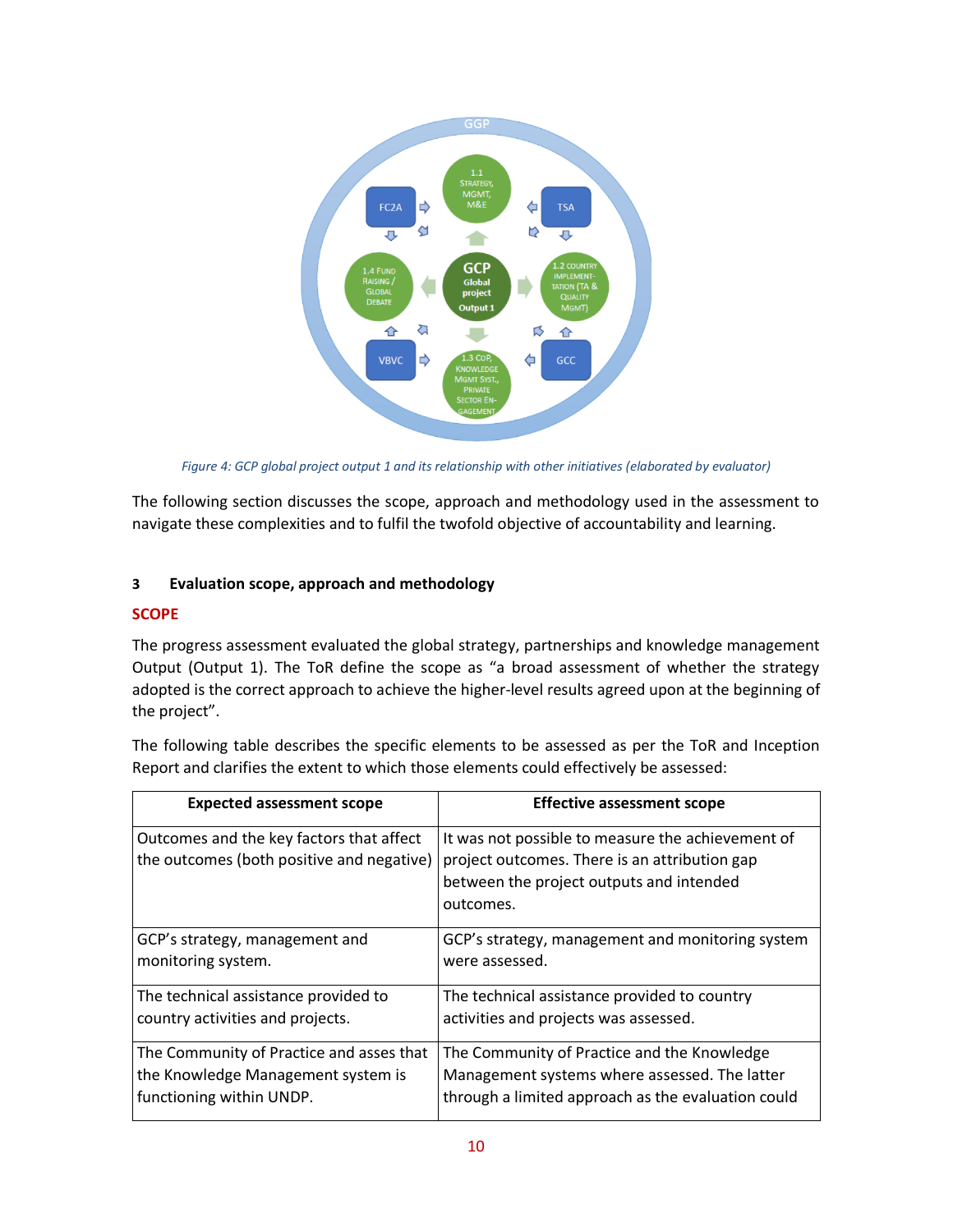*Figure 4: GCP global project output 1 and its relationship with other initiatives (elaborated by evaluator)*

The following section discusses the scope, approach and methodology used in the assessment to navigate these complexities and to fulfil the twofold objective of accountability and learning.

## 3 Evaluation scope, approach and methodology

### SCOPE

The progress assessment evaluated the global strategy, partnerships and knowledge management Output (Output 1). The ToR define the scope as "a broad assessment of whether the strategy adopted is the correct approach to achieve the higher-level results agreed upon at the beginning of the project".

The following table describes the specific elements to be assessed as per the ToR and Inception Report and clarifies the extent to which those elements could effectively be assessed:

| Expected assessment scope | Effective assessment scope |
|---|---|
| Outcomes and the key factors that affect the outcomes (both positive and negative) | It was not possible to measure the achievement of project outcomes. There is an attribution gap between the project outputs and intended outcomes. |
| GCP's strategy, management and monitoring system. | GCP's strategy, management and monitoring system were assessed. |
| The technical assistance provided to country activities and projects. | The technical assistance provided to country activities and projects was assessed. |
| The Community of Practice and asses that the Knowledge Management system is functioning within UNDP. | The Community of Practice and the Knowledge Management systems where assessed. The latter through a limited approach as the evaluation could |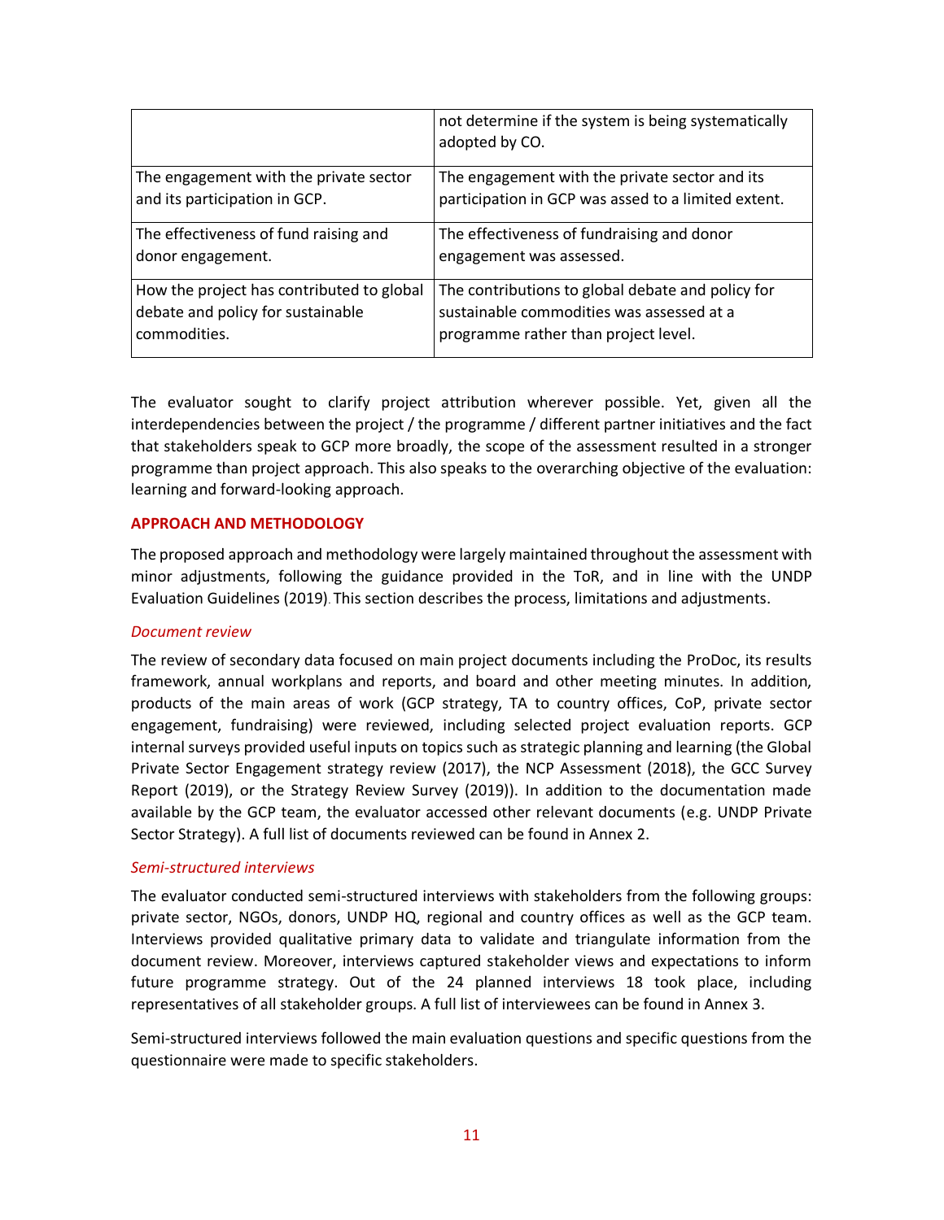|  |  |
| --- | --- |
|  | not determine if the system is being systematically adopted by CO. |
| The engagement with the private sector and its participation in GCP. | The engagement with the private sector and its participation in GCP was assed to a limited extent. |
| The effectiveness of fund raising and donor engagement. | The effectiveness of fundraising and donor engagement was assessed. |
| How the project has contributed to global debate and policy for sustainable commodities. | The contributions to global debate and policy for sustainable commodities was assessed at a programme rather than project level. |

The evaluator sought to clarify project attribution wherever possible. Yet, given all the interdependencies between the project / the programme / different partner initiatives and the fact that stakeholders speak to GCP more broadly, the scope of the assessment resulted in a stronger programme than project approach. This also speaks to the overarching objective of the evaluation: learning and forward-looking approach.

**APPROACH AND METHODOLOGY**

The proposed approach and methodology were largely maintained throughout the assessment with minor adjustments, following the guidance provided in the ToR, and in line with the UNDP Evaluation Guidelines (2019). This section describes the process, limitations and adjustments.

*Document review*

The review of secondary data focused on main project documents including the ProDoc, its results framework, annual workplans and reports, and board and other meeting minutes. In addition, products of the main areas of work (GCP strategy, TA to country offices, CoP, private sector engagement, fundraising) were reviewed, including selected project evaluation reports. GCP internal surveys provided useful inputs on topics such as strategic planning and learning (the Global Private Sector Engagement strategy review (2017), the NCP Assessment (2018), the GCC Survey Report (2019), or the Strategy Review Survey (2019)). In addition to the documentation made available by the GCP team, the evaluator accessed other relevant documents (e.g. UNDP Private Sector Strategy). A full list of documents reviewed can be found in Annex 2.

*Semi-structured interviews*

The evaluator conducted semi-structured interviews with stakeholders from the following groups: private sector, NGOs, donors, UNDP HQ, regional and country offices as well as the GCP team. Interviews provided qualitative primary data to validate and triangulate information from the document review. Moreover, interviews captured stakeholder views and expectations to inform future programme strategy. Out of the 24 planned interviews 18 took place, including representatives of all stakeholder groups. A full list of interviewees can be found in Annex 3.

Semi-structured interviews followed the main evaluation questions and specific questions from the questionnaire were made to specific stakeholders.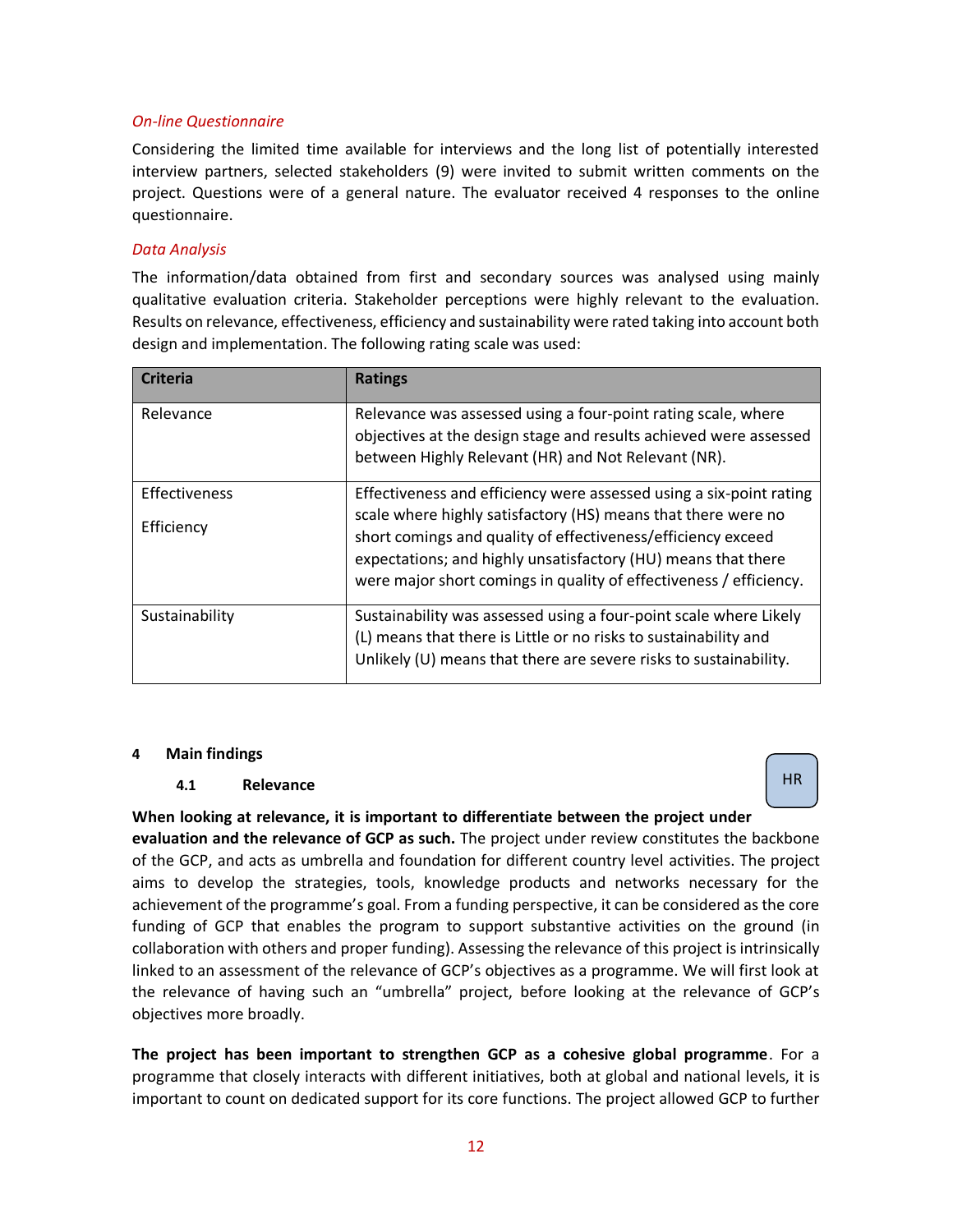*On-line Questionnaire*

Considering the limited time available for interviews and the long list of potentially interested interview partners, selected stakeholders (9) were invited to submit written comments on the project. Questions were of a general nature. The evaluator received 4 responses to the online questionnaire.

*Data Analysis*

The information/data obtained from first and secondary sources was analysed using mainly qualitative evaluation criteria. Stakeholder perceptions were highly relevant to the evaluation. Results on relevance, effectiveness, efficiency and sustainability were rated taking into account both design and implementation. The following rating scale was used:

| Criteria | Ratings |
|---|---|
| Relevance | Relevance was assessed using a four-point rating scale, where objectives at the design stage and results achieved were assessed between Highly Relevant (HR) and Not Relevant (NR). |
| Effectiveness<br><br>Efficiency | Effectiveness and efficiency were assessed using a six-point rating scale where highly satisfactory (HS) means that there were no short comings and quality of effectiveness/efficiency exceed expectations; and highly unsatisfactory (HU) means that there were major short comings in quality of effectiveness / efficiency. |
| Sustainability | Sustainability was assessed using a four-point scale where Likely (L) means that there is Little or no risks to sustainability and Unlikely (U) means that there are severe risks to sustainability. |

# 4 Main findings

## 4.1 Relevance

HR

**When looking at relevance, it is important to differentiate between the project under evaluation and the relevance of GCP as such.** The project under review constitutes the backbone of the GCP, and acts as umbrella and foundation for different country level activities. The project aims to develop the strategies, tools, knowledge products and networks necessary for the achievement of the programme's goal. From a funding perspective, it can be considered as the core funding of GCP that enables the program to support substantive activities on the ground (in collaboration with others and proper funding). Assessing the relevance of this project is intrinsically linked to an assessment of the relevance of GCP's objectives as a programme. We will first look at the relevance of having such an "umbrella" project, before looking at the relevance of GCP's objectives more broadly.

**The project has been important to strengthen GCP as a cohesive global programme**. For a programme that closely interacts with different initiatives, both at global and national levels, it is important to count on dedicated support for its core functions. The project allowed GCP to further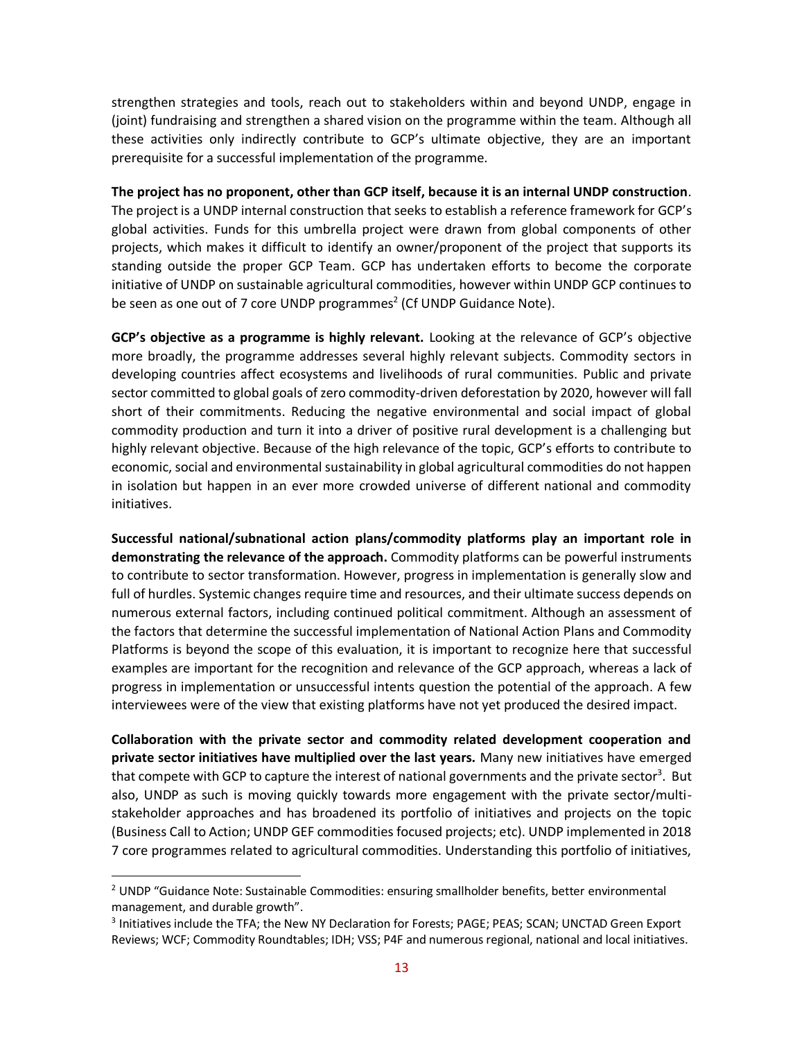strengthen strategies and tools, reach out to stakeholders within and beyond UNDP, engage in (joint) fundraising and strengthen a shared vision on the programme within the team. Although all these activities only indirectly contribute to GCP's ultimate objective, they are an important prerequisite for a successful implementation of the programme.

**The project has no proponent, other than GCP itself, because it is an internal UNDP construction**. The project is a UNDP internal construction that seeks to establish a reference framework for GCP's global activities. Funds for this umbrella project were drawn from global components of other projects, which makes it difficult to identify an owner/proponent of the project that supports its standing outside the proper GCP Team. GCP has undertaken efforts to become the corporate initiative of UNDP on sustainable agricultural commodities, however within UNDP GCP continues to be seen as one out of 7 core UNDP programmes[2] (Cf UNDP Guidance Note).

**GCP's objective as a programme is highly relevant.** Looking at the relevance of GCP's objective more broadly, the programme addresses several highly relevant subjects. Commodity sectors in developing countries affect ecosystems and livelihoods of rural communities. Public and private sector committed to global goals of zero commodity-driven deforestation by 2020, however will fall short of their commitments. Reducing the negative environmental and social impact of global commodity production and turn it into a driver of positive rural development is a challenging but highly relevant objective. Because of the high relevance of the topic, GCP's efforts to contribute to economic, social and environmental sustainability in global agricultural commodities do not happen in isolation but happen in an ever more crowded universe of different national and commodity initiatives.

**Successful national/subnational action plans/commodity platforms play an important role in demonstrating the relevance of the approach.** Commodity platforms can be powerful instruments to contribute to sector transformation. However, progress in implementation is generally slow and full of hurdles. Systemic changes require time and resources, and their ultimate success depends on numerous external factors, including continued political commitment. Although an assessment of the factors that determine the successful implementation of National Action Plans and Commodity Platforms is beyond the scope of this evaluation, it is important to recognize here that successful examples are important for the recognition and relevance of the GCP approach, whereas a lack of progress in implementation or unsuccessful intents question the potential of the approach. A few interviewees were of the view that existing platforms have not yet produced the desired impact.

**Collaboration with the private sector and commodity related development cooperation and private sector initiatives have multiplied over the last years.** Many new initiatives have emerged that compete with GCP to capture the interest of national governments and the private sector[3]. But also, UNDP as such is moving quickly towards more engagement with the private sector/multi-stakeholder approaches and has broadened its portfolio of initiatives and projects on the topic (Business Call to Action; UNDP GEF commodities focused projects; etc). UNDP implemented in 2018 7 core programmes related to agricultural commodities. Understanding this portfolio of initiatives,

---

[2] UNDP "Guidance Note: Sustainable Commodities: ensuring smallholder benefits, better environmental management, and durable growth".

[3] Initiatives include the TFA; the New NY Declaration for Forests; PAGE; PEAS; SCAN; UNCTAD Green Export Reviews; WCF; Commodity Roundtables; IDH; VSS; P4F and numerous regional, national and local initiatives.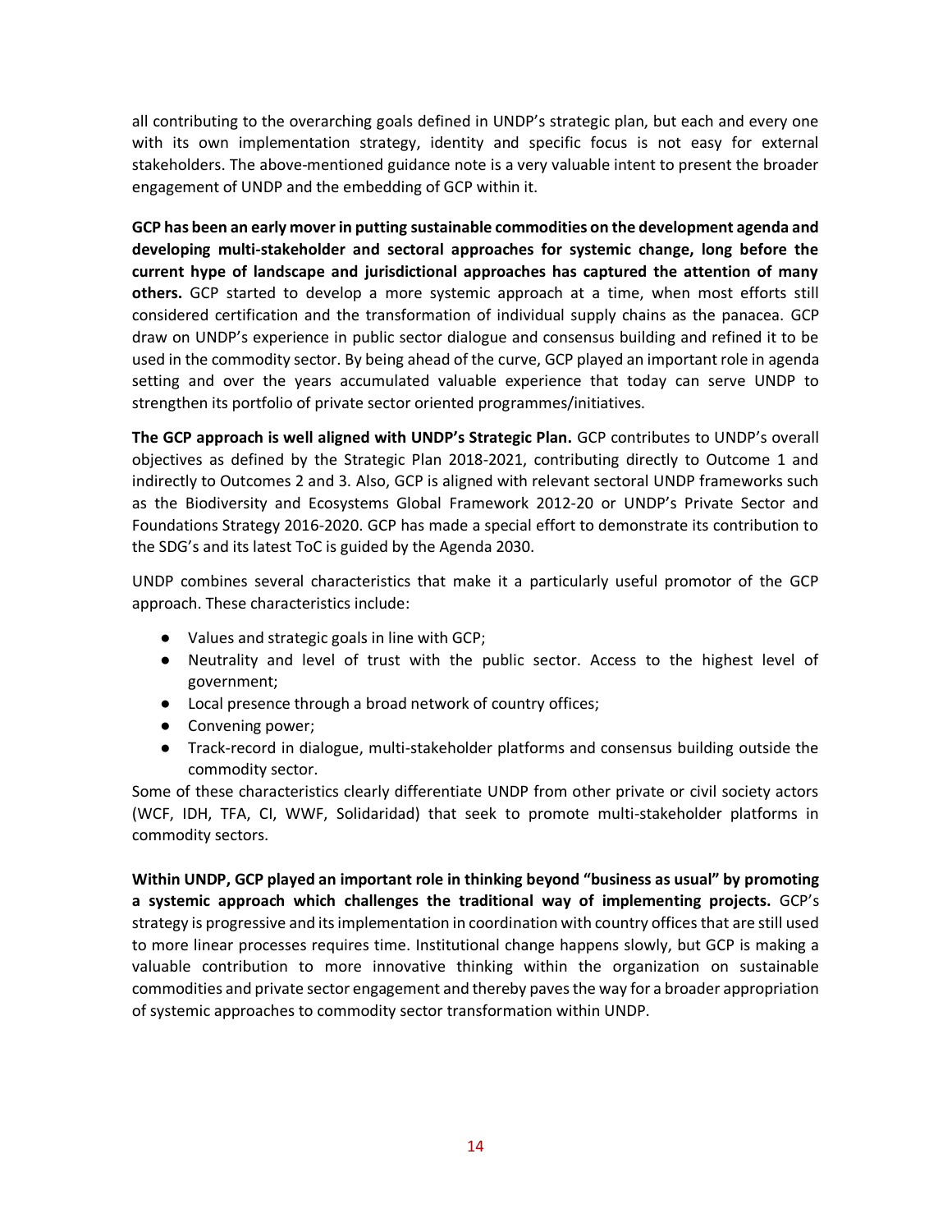all contributing to the overarching goals defined in UNDP's strategic plan, but each and every one with its own implementation strategy, identity and specific focus is not easy for external stakeholders. The above-mentioned guidance note is a very valuable intent to present the broader engagement of UNDP and the embedding of GCP within it.

**GCP has been an early mover in putting sustainable commodities on the development agenda and developing multi-stakeholder and sectoral approaches for systemic change, long before the current hype of landscape and jurisdictional approaches has captured the attention of many others.** GCP started to develop a more systemic approach at a time, when most efforts still considered certification and the transformation of individual supply chains as the panacea. GCP draw on UNDP's experience in public sector dialogue and consensus building and refined it to be used in the commodity sector. By being ahead of the curve, GCP played an important role in agenda setting and over the years accumulated valuable experience that today can serve UNDP to strengthen its portfolio of private sector oriented programmes/initiatives.

**The GCP approach is well aligned with UNDP's Strategic Plan.** GCP contributes to UNDP's overall objectives as defined by the Strategic Plan 2018-2021, contributing directly to Outcome 1 and indirectly to Outcomes 2 and 3. Also, GCP is aligned with relevant sectoral UNDP frameworks such as the Biodiversity and Ecosystems Global Framework 2012-20 or UNDP's Private Sector and Foundations Strategy 2016-2020. GCP has made a special effort to demonstrate its contribution to the SDG's and its latest ToC is guided by the Agenda 2030.

UNDP combines several characteristics that make it a particularly useful promotor of the GCP approach. These characteristics include:

- Values and strategic goals in line with GCP;
- Neutrality and level of trust with the public sector. Access to the highest level of government;
- Local presence through a broad network of country offices;
- Convening power;
- Track-record in dialogue, multi-stakeholder platforms and consensus building outside the commodity sector.

Some of these characteristics clearly differentiate UNDP from other private or civil society actors (WCF, IDH, TFA, CI, WWF, Solidaridad) that seek to promote multi-stakeholder platforms in commodity sectors.

**Within UNDP, GCP played an important role in thinking beyond "business as usual" by promoting a systemic approach which challenges the traditional way of implementing projects.** GCP's strategy is progressive and its implementation in coordination with country offices that are still used to more linear processes requires time. Institutional change happens slowly, but GCP is making a valuable contribution to more innovative thinking within the organization on sustainable commodities and private sector engagement and thereby paves the way for a broader appropriation of systemic approaches to commodity sector transformation within UNDP.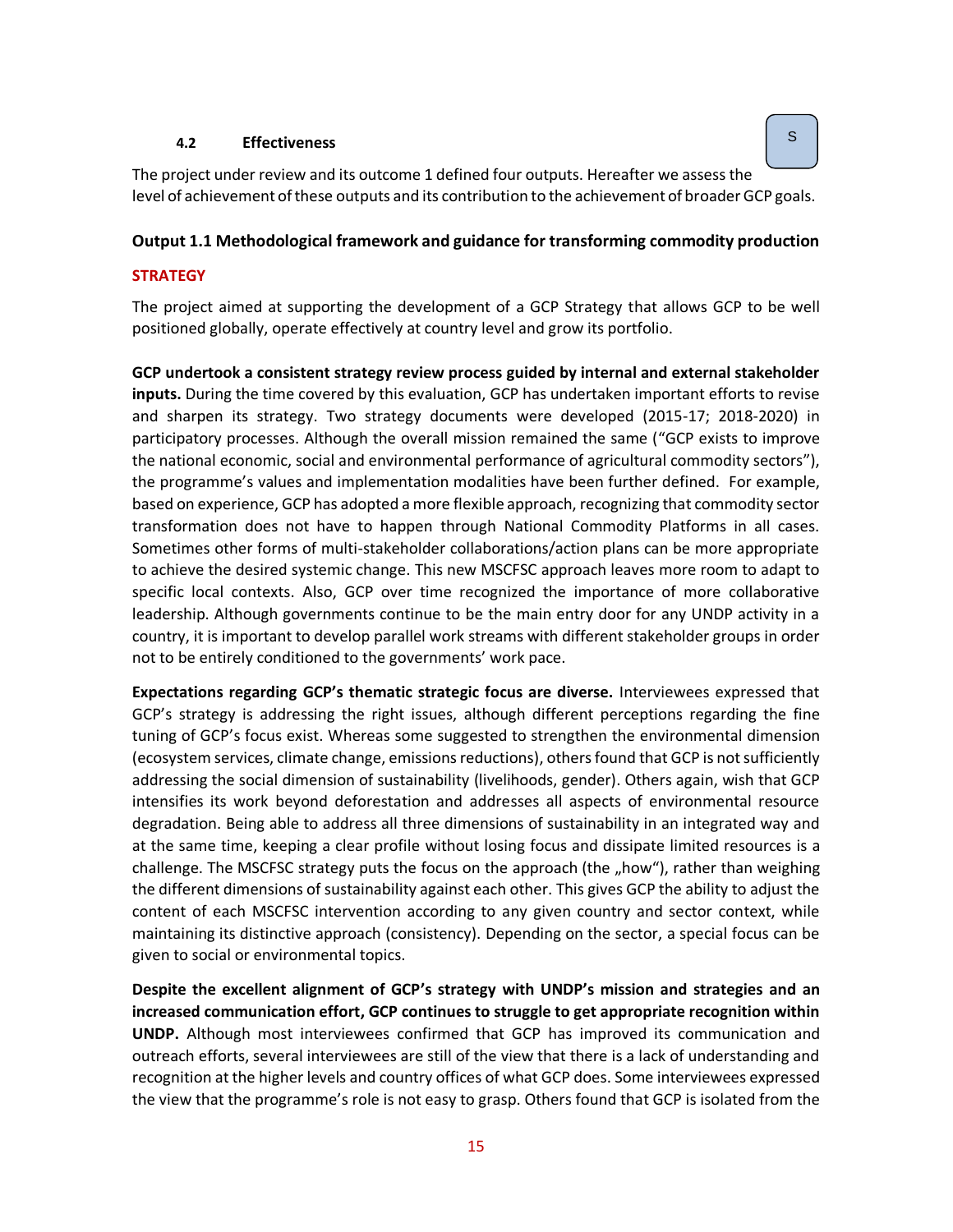### 4.2 Effectiveness

S

The project under review and its outcome 1 defined four outputs. Hereafter we assess the level of achievement of these outputs and its contribution to the achievement of broader GCP goals.

#### Output 1.1 Methodological framework and guidance for transforming commodity production

**STRATEGY**

The project aimed at supporting the development of a GCP Strategy that allows GCP to be well positioned globally, operate effectively at country level and grow its portfolio.

**GCP undertook a consistent strategy review process guided by internal and external stakeholder inputs.** During the time covered by this evaluation, GCP has undertaken important efforts to revise and sharpen its strategy. Two strategy documents were developed (2015-17; 2018-2020) in participatory processes. Although the overall mission remained the same ("GCP exists to improve the national economic, social and environmental performance of agricultural commodity sectors"), the programme's values and implementation modalities have been further defined. For example, based on experience, GCP has adopted a more flexible approach, recognizing that commodity sector transformation does not have to happen through National Commodity Platforms in all cases. Sometimes other forms of multi-stakeholder collaborations/action plans can be more appropriate to achieve the desired systemic change. This new MSCFSC approach leaves more room to adapt to specific local contexts. Also, GCP over time recognized the importance of more collaborative leadership. Although governments continue to be the main entry door for any UNDP activity in a country, it is important to develop parallel work streams with different stakeholder groups in order not to be entirely conditioned to the governments' work pace.

**Expectations regarding GCP's thematic strategic focus are diverse.** Interviewees expressed that GCP's strategy is addressing the right issues, although different perceptions regarding the fine tuning of GCP's focus exist. Whereas some suggested to strengthen the environmental dimension (ecosystem services, climate change, emissions reductions), others found that GCP is not sufficiently addressing the social dimension of sustainability (livelihoods, gender). Others again, wish that GCP intensifies its work beyond deforestation and addresses all aspects of environmental resource degradation. Being able to address all three dimensions of sustainability in an integrated way and at the same time, keeping a clear profile without losing focus and dissipate limited resources is a challenge. The MSCFSC strategy puts the focus on the approach (the „how"), rather than weighing the different dimensions of sustainability against each other. This gives GCP the ability to adjust the content of each MSCFSC intervention according to any given country and sector context, while maintaining its distinctive approach (consistency). Depending on the sector, a special focus can be given to social or environmental topics.

**Despite the excellent alignment of GCP's strategy with UNDP's mission and strategies and an increased communication effort, GCP continues to struggle to get appropriate recognition within UNDP.** Although most interviewees confirmed that GCP has improved its communication and outreach efforts, several interviewees are still of the view that there is a lack of understanding and recognition at the higher levels and country offices of what GCP does. Some interviewees expressed the view that the programme's role is not easy to grasp. Others found that GCP is isolated from the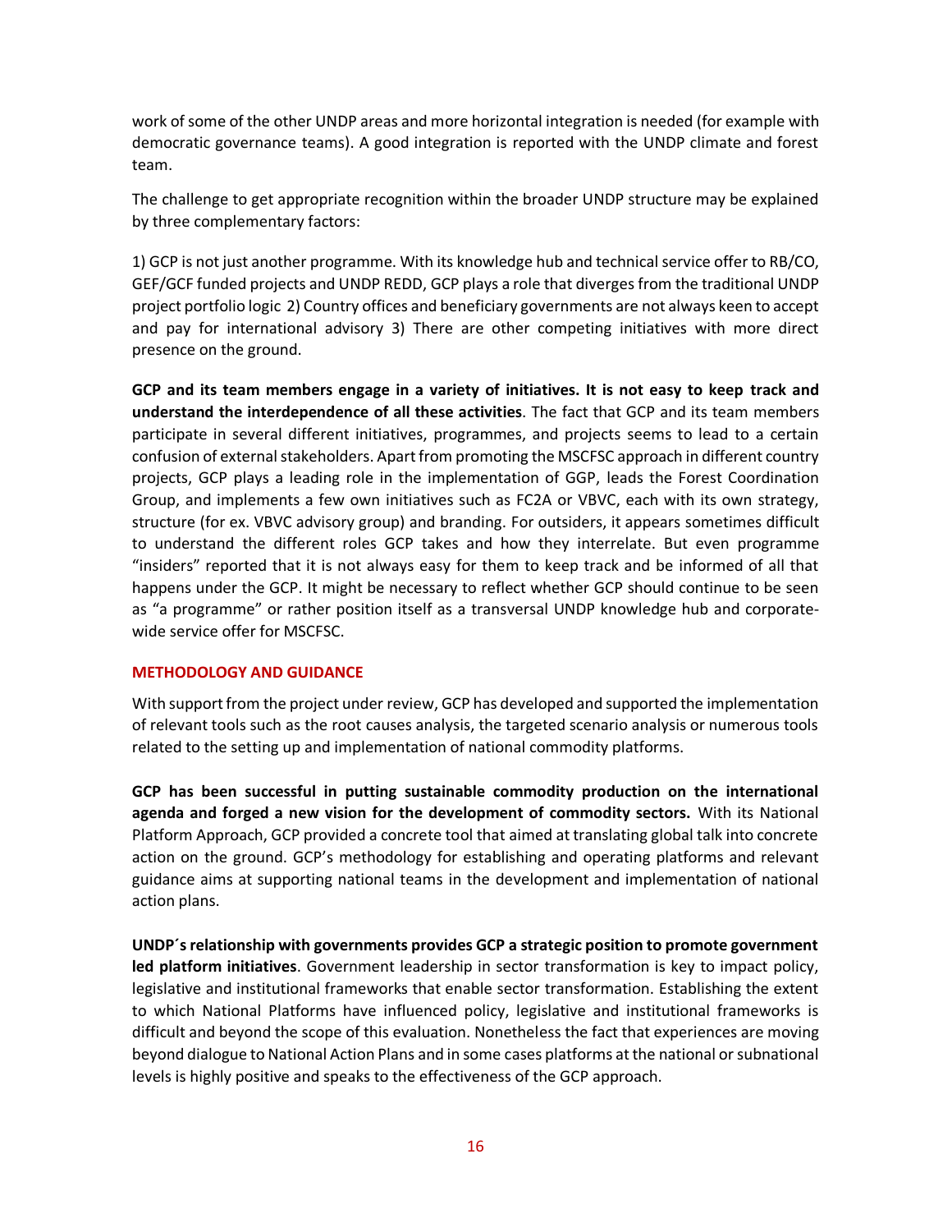work of some of the other UNDP areas and more horizontal integration is needed (for example with democratic governance teams). A good integration is reported with the UNDP climate and forest team.

The challenge to get appropriate recognition within the broader UNDP structure may be explained by three complementary factors:

1) GCP is not just another programme. With its knowledge hub and technical service offer to RB/CO, GEF/GCF funded projects and UNDP REDD, GCP plays a role that diverges from the traditional UNDP project portfolio logic 2) Country offices and beneficiary governments are not always keen to accept and pay for international advisory 3) There are other competing initiatives with more direct presence on the ground.

**GCP and its team members engage in a variety of initiatives. It is not easy to keep track and understand the interdependence of all these activities**. The fact that GCP and its team members participate in several different initiatives, programmes, and projects seems to lead to a certain confusion of external stakeholders. Apart from promoting the MSCFSC approach in different country projects, GCP plays a leading role in the implementation of GGP, leads the Forest Coordination Group, and implements a few own initiatives such as FC2A or VBVC, each with its own strategy, structure (for ex. VBVC advisory group) and branding. For outsiders, it appears sometimes difficult to understand the different roles GCP takes and how they interrelate. But even programme "insiders" reported that it is not always easy for them to keep track and be informed of all that happens under the GCP. It might be necessary to reflect whether GCP should continue to be seen as "a programme" or rather position itself as a transversal UNDP knowledge hub and corporate-wide service offer for MSCFSC.

## METHODOLOGY AND GUIDANCE

With support from the project under review, GCP has developed and supported the implementation of relevant tools such as the root causes analysis, the targeted scenario analysis or numerous tools related to the setting up and implementation of national commodity platforms.

**GCP has been successful in putting sustainable commodity production on the international agenda and forged a new vision for the development of commodity sectors.** With its National Platform Approach, GCP provided a concrete tool that aimed at translating global talk into concrete action on the ground. GCP's methodology for establishing and operating platforms and relevant guidance aims at supporting national teams in the development and implementation of national action plans.

**UNDP´s relationship with governments provides GCP a strategic position to promote government led platform initiatives**. Government leadership in sector transformation is key to impact policy, legislative and institutional frameworks that enable sector transformation. Establishing the extent to which National Platforms have influenced policy, legislative and institutional frameworks is difficult and beyond the scope of this evaluation. Nonetheless the fact that experiences are moving beyond dialogue to National Action Plans and in some cases platforms at the national or subnational levels is highly positive and speaks to the effectiveness of the GCP approach.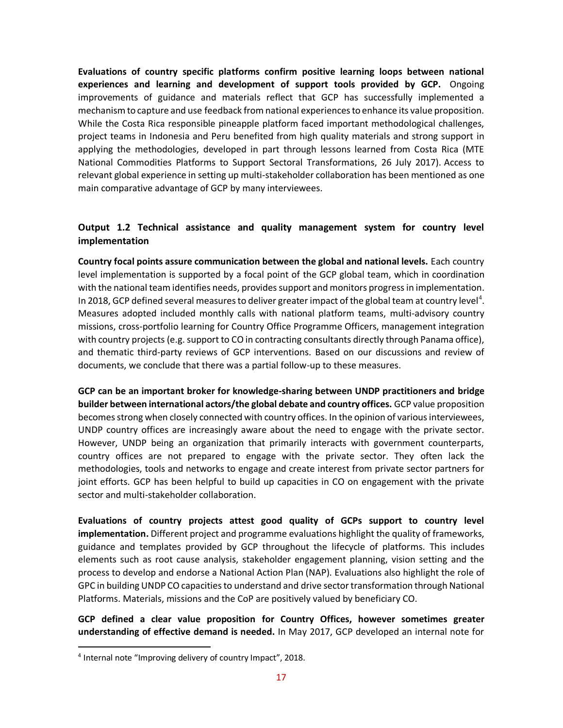**Evaluations of country specific platforms confirm positive learning loops between national experiences and learning and development of support tools provided by GCP.** Ongoing improvements of guidance and materials reflect that GCP has successfully implemented a mechanism to capture and use feedback from national experiences to enhance its value proposition. While the Costa Rica responsible pineapple platform faced important methodological challenges, project teams in Indonesia and Peru benefited from high quality materials and strong support in applying the methodologies, developed in part through lessons learned from Costa Rica (MTE National Commodities Platforms to Support Sectoral Transformations, 26 July 2017). Access to relevant global experience in setting up multi-stakeholder collaboration has been mentioned as one main comparative advantage of GCP by many interviewees.

### Output 1.2 Technical assistance and quality management system for country level implementation

**Country focal points assure communication between the global and national levels.** Each country level implementation is supported by a focal point of the GCP global team, which in coordination with the national team identifies needs, provides support and monitors progress in implementation. In 2018, GCP defined several measures to deliver greater impact of the global team at country level[4]. Measures adopted included monthly calls with national platform teams, multi-advisory country missions, cross-portfolio learning for Country Office Programme Officers, management integration with country projects (e.g. support to CO in contracting consultants directly through Panama office), and thematic third-party reviews of GCP interventions. Based on our discussions and review of documents, we conclude that there was a partial follow-up to these measures.

**GCP can be an important broker for knowledge-sharing between UNDP practitioners and bridge builder between international actors/the global debate and country offices.** GCP value proposition becomes strong when closely connected with country offices. In the opinion of various interviewees, UNDP country offices are increasingly aware about the need to engage with the private sector. However, UNDP being an organization that primarily interacts with government counterparts, country offices are not prepared to engage with the private sector. They often lack the methodologies, tools and networks to engage and create interest from private sector partners for joint efforts. GCP has been helpful to build up capacities in CO on engagement with the private sector and multi-stakeholder collaboration.

**Evaluations of country projects attest good quality of GCPs support to country level implementation.** Different project and programme evaluations highlight the quality of frameworks, guidance and templates provided by GCP throughout the lifecycle of platforms. This includes elements such as root cause analysis, stakeholder engagement planning, vision setting and the process to develop and endorse a National Action Plan (NAP). Evaluations also highlight the role of GPC in building UNDP CO capacities to understand and drive sector transformation through National Platforms. Materials, missions and the CoP are positively valued by beneficiary CO.

**GCP defined a clear value proposition for Country Offices, however sometimes greater understanding of effective demand is needed.** In May 2017, GCP developed an internal note for

[4] Internal note "Improving delivery of country Impact", 2018.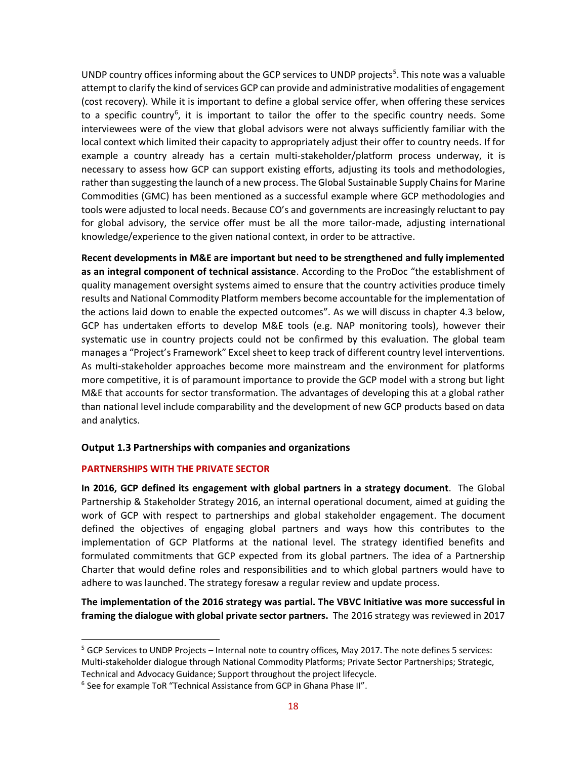UNDP country offices informing about the GCP services to UNDP projects[5]. This note was a valuable attempt to clarify the kind of services GCP can provide and administrative modalities of engagement (cost recovery). While it is important to define a global service offer, when offering these services to a specific country[6], it is important to tailor the offer to the specific country needs. Some interviewees were of the view that global advisors were not always sufficiently familiar with the local context which limited their capacity to appropriately adjust their offer to country needs. If for example a country already has a certain multi-stakeholder/platform process underway, it is necessary to assess how GCP can support existing efforts, adjusting its tools and methodologies, rather than suggesting the launch of a new process. The Global Sustainable Supply Chains for Marine Commodities (GMC) has been mentioned as a successful example where GCP methodologies and tools were adjusted to local needs. Because CO's and governments are increasingly reluctant to pay for global advisory, the service offer must be all the more tailor-made, adjusting international knowledge/experience to the given national context, in order to be attractive.

**Recent developments in M&E are important but need to be strengthened and fully implemented as an integral component of technical assistance**. According to the ProDoc "the establishment of quality management oversight systems aimed to ensure that the country activities produce timely results and National Commodity Platform members become accountable for the implementation of the actions laid down to enable the expected outcomes". As we will discuss in chapter 4.3 below, GCP has undertaken efforts to develop M&E tools (e.g. NAP monitoring tools), however their systematic use in country projects could not be confirmed by this evaluation. The global team manages a "Project's Framework" Excel sheet to keep track of different country level interventions. As multi-stakeholder approaches become more mainstream and the environment for platforms more competitive, it is of paramount importance to provide the GCP model with a strong but light M&E that accounts for sector transformation. The advantages of developing this at a global rather than national level include comparability and the development of new GCP products based on data and analytics.

#### Output 1.3 Partnerships with companies and organizations

##### PARTNERSHIPS WITH THE PRIVATE SECTOR

**In 2016, GCP defined its engagement with global partners in a strategy document**. The Global Partnership & Stakeholder Strategy 2016, an internal operational document, aimed at guiding the work of GCP with respect to partnerships and global stakeholder engagement. The document defined the objectives of engaging global partners and ways how this contributes to the implementation of GCP Platforms at the national level. The strategy identified benefits and formulated commitments that GCP expected from its global partners. The idea of a Partnership Charter that would define roles and responsibilities and to which global partners would have to adhere to was launched. The strategy foresaw a regular review and update process.

**The implementation of the 2016 strategy was partial. The VBVC Initiative was more successful in framing the dialogue with global private sector partners.** The 2016 strategy was reviewed in 2017

---

[5] GCP Services to UNDP Projects – Internal note to country offices, May 2017. The note defines 5 services: Multi-stakeholder dialogue through National Commodity Platforms; Private Sector Partnerships; Strategic, Technical and Advocacy Guidance; Support throughout the project lifecycle.

[6] See for example ToR "Technical Assistance from GCP in Ghana Phase II".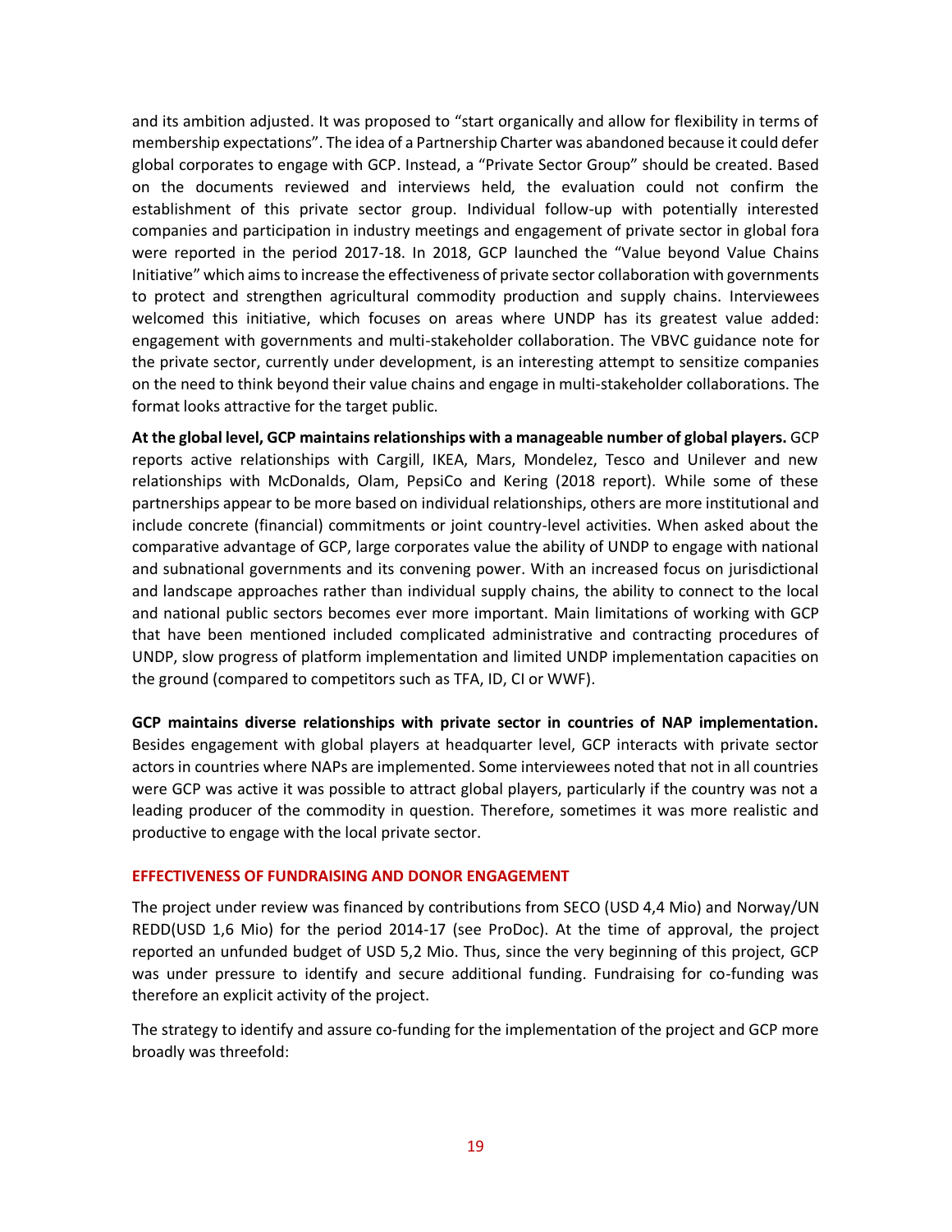and its ambition adjusted. It was proposed to "start organically and allow for flexibility in terms of membership expectations". The idea of a Partnership Charter was abandoned because it could defer global corporates to engage with GCP. Instead, a "Private Sector Group" should be created. Based on the documents reviewed and interviews held, the evaluation could not confirm the establishment of this private sector group. Individual follow-up with potentially interested companies and participation in industry meetings and engagement of private sector in global fora were reported in the period 2017-18. In 2018, GCP launched the "Value beyond Value Chains Initiative" which aims to increase the effectiveness of private sector collaboration with governments to protect and strengthen agricultural commodity production and supply chains. Interviewees welcomed this initiative, which focuses on areas where UNDP has its greatest value added: engagement with governments and multi-stakeholder collaboration. The VBVC guidance note for the private sector, currently under development, is an interesting attempt to sensitize companies on the need to think beyond their value chains and engage in multi-stakeholder collaborations. The format looks attractive for the target public.

**At the global level, GCP maintains relationships with a manageable number of global players.** GCP reports active relationships with Cargill, IKEA, Mars, Mondelez, Tesco and Unilever and new relationships with McDonalds, Olam, PepsiCo and Kering (2018 report). While some of these partnerships appear to be more based on individual relationships, others are more institutional and include concrete (financial) commitments or joint country-level activities. When asked about the comparative advantage of GCP, large corporates value the ability of UNDP to engage with national and subnational governments and its convening power. With an increased focus on jurisdictional and landscape approaches rather than individual supply chains, the ability to connect to the local and national public sectors becomes ever more important. Main limitations of working with GCP that have been mentioned included complicated administrative and contracting procedures of UNDP, slow progress of platform implementation and limited UNDP implementation capacities on the ground (compared to competitors such as TFA, ID, CI or WWF).

**GCP maintains diverse relationships with private sector in countries of NAP implementation.** Besides engagement with global players at headquarter level, GCP interacts with private sector actors in countries where NAPs are implemented. Some interviewees noted that not in all countries were GCP was active it was possible to attract global players, particularly if the country was not a leading producer of the commodity in question. Therefore, sometimes it was more realistic and productive to engage with the local private sector.

## EFFECTIVENESS OF FUNDRAISING AND DONOR ENGAGEMENT

The project under review was financed by contributions from SECO (USD 4,4 Mio) and Norway/UN REDD(USD 1,6 Mio) for the period 2014-17 (see ProDoc). At the time of approval, the project reported an unfunded budget of USD 5,2 Mio. Thus, since the very beginning of this project, GCP was under pressure to identify and secure additional funding. Fundraising for co-funding was therefore an explicit activity of the project.

The strategy to identify and assure co-funding for the implementation of the project and GCP more broadly was threefold: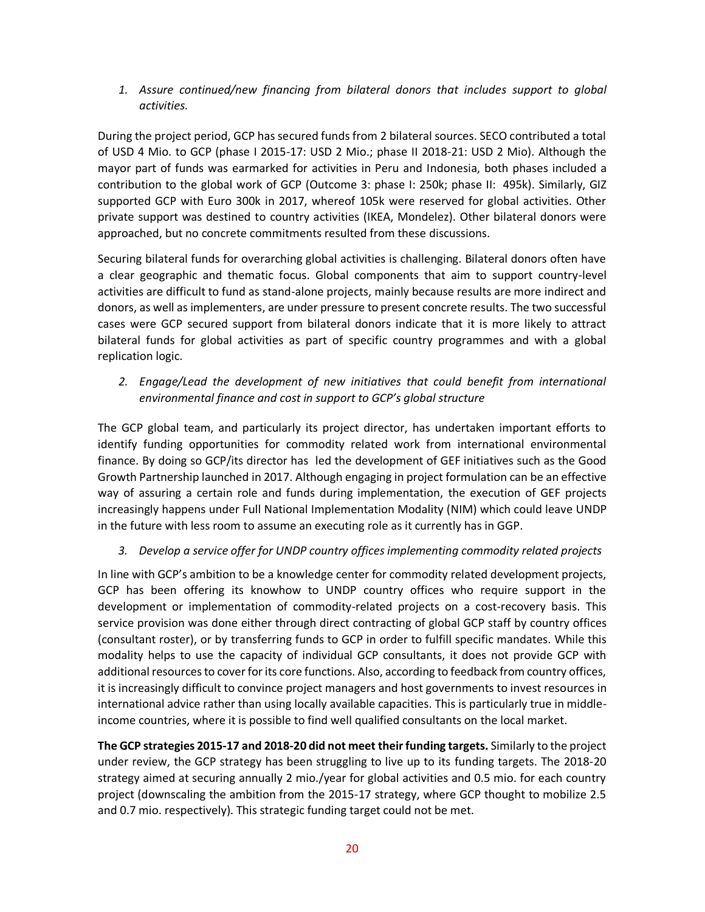1. *Assure continued/new financing from bilateral donors that includes support to global activities.*

During the project period, GCP has secured funds from 2 bilateral sources. SECO contributed a total of USD 4 Mio. to GCP (phase I 2015-17: USD 2 Mio.; phase II 2018-21: USD 2 Mio). Although the mayor part of funds was earmarked for activities in Peru and Indonesia, both phases included a contribution to the global work of GCP (Outcome 3: phase I: 250k; phase II: 495k). Similarly, GIZ supported GCP with Euro 300k in 2017, whereof 105k were reserved for global activities. Other private support was destined to country activities (IKEA, Mondelez). Other bilateral donors were approached, but no concrete commitments resulted from these discussions.

Securing bilateral funds for overarching global activities is challenging. Bilateral donors often have a clear geographic and thematic focus. Global components that aim to support country-level activities are difficult to fund as stand-alone projects, mainly because results are more indirect and donors, as well as implementers, are under pressure to present concrete results. The two successful cases were GCP secured support from bilateral donors indicate that it is more likely to attract bilateral funds for global activities as part of specific country programmes and with a global replication logic.

2. *Engage/Lead the development of new initiatives that could benefit from international environmental finance and cost in support to GCP's global structure*

The GCP global team, and particularly its project director, has undertaken important efforts to identify funding opportunities for commodity related work from international environmental finance. By doing so GCP/its director has led the development of GEF initiatives such as the Good Growth Partnership launched in 2017. Although engaging in project formulation can be an effective way of assuring a certain role and funds during implementation, the execution of GEF projects increasingly happens under Full National Implementation Modality (NIM) which could leave UNDP in the future with less room to assume an executing role as it currently has in GGP.

3. *Develop a service offer for UNDP country offices implementing commodity related projects*

In line with GCP's ambition to be a knowledge center for commodity related development projects, GCP has been offering its knowhow to UNDP country offices who require support in the development or implementation of commodity-related projects on a cost-recovery basis. This service provision was done either through direct contracting of global GCP staff by country offices (consultant roster), or by transferring funds to GCP in order to fulfill specific mandates. While this modality helps to use the capacity of individual GCP consultants, it does not provide GCP with additional resources to cover for its core functions. Also, according to feedback from country offices, it is increasingly difficult to convince project managers and host governments to invest resources in international advice rather than using locally available capacities. This is particularly true in middle-income countries, where it is possible to find well qualified consultants on the local market.

**The GCP strategies 2015-17 and 2018-20 did not meet their funding targets.** Similarly to the project under review, the GCP strategy has been struggling to live up to its funding targets. The 2018-20 strategy aimed at securing annually 2 mio./year for global activities and 0.5 mio. for each country project (downscaling the ambition from the 2015-17 strategy, where GCP thought to mobilize 2.5 and 0.7 mio. respectively). This strategic funding target could not be met.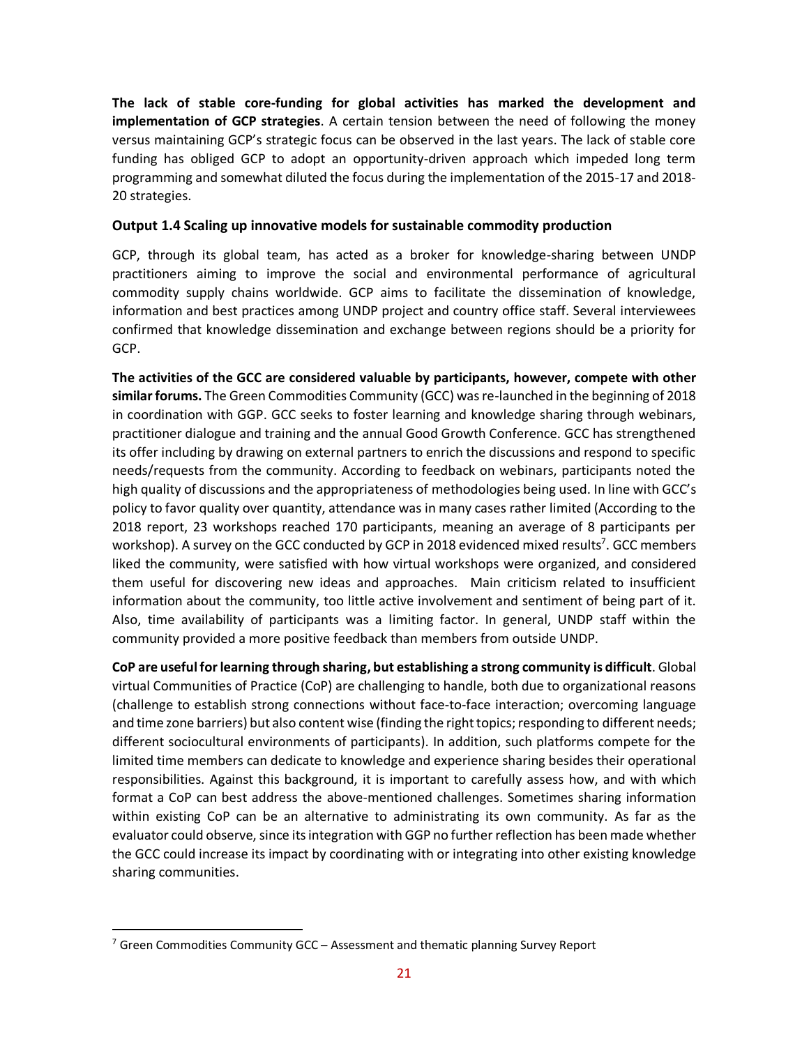**The lack of stable core-funding for global activities has marked the development and implementation of GCP strategies**. A certain tension between the need of following the money versus maintaining GCP's strategic focus can be observed in the last years. The lack of stable core funding has obliged GCP to adopt an opportunity-driven approach which impeded long term programming and somewhat diluted the focus during the implementation of the 2015-17 and 2018-20 strategies.

### Output 1.4 Scaling up innovative models for sustainable commodity production

GCP, through its global team, has acted as a broker for knowledge-sharing between UNDP practitioners aiming to improve the social and environmental performance of agricultural commodity supply chains worldwide. GCP aims to facilitate the dissemination of knowledge, information and best practices among UNDP project and country office staff. Several interviewees confirmed that knowledge dissemination and exchange between regions should be a priority for GCP.

**The activities of the GCC are considered valuable by participants, however, compete with other similar forums.** The Green Commodities Community (GCC) was re-launched in the beginning of 2018 in coordination with GGP. GCC seeks to foster learning and knowledge sharing through webinars, practitioner dialogue and training and the annual Good Growth Conference. GCC has strengthened its offer including by drawing on external partners to enrich the discussions and respond to specific needs/requests from the community. According to feedback on webinars, participants noted the high quality of discussions and the appropriateness of methodologies being used. In line with GCC's policy to favor quality over quantity, attendance was in many cases rather limited (According to the 2018 report, 23 workshops reached 170 participants, meaning an average of 8 participants per workshop). A survey on the GCC conducted by GCP in 2018 evidenced mixed results[7]. GCC members liked the community, were satisfied with how virtual workshops were organized, and considered them useful for discovering new ideas and approaches. Main criticism related to insufficient information about the community, too little active involvement and sentiment of being part of it. Also, time availability of participants was a limiting factor. In general, UNDP staff within the community provided a more positive feedback than members from outside UNDP.

**CoP are useful for learning through sharing, but establishing a strong community is difficult**. Global virtual Communities of Practice (CoP) are challenging to handle, both due to organizational reasons (challenge to establish strong connections without face-to-face interaction; overcoming language and time zone barriers) but also content wise (finding the right topics; responding to different needs; different sociocultural environments of participants). In addition, such platforms compete for the limited time members can dedicate to knowledge and experience sharing besides their operational responsibilities. Against this background, it is important to carefully assess how, and with which format a CoP can best address the above-mentioned challenges. Sometimes sharing information within existing CoP can be an alternative to administrating its own community. As far as the evaluator could observe, since its integration with GGP no further reflection has been made whether the GCC could increase its impact by coordinating with or integrating into other existing knowledge sharing communities.

[7] Green Commodities Community GCC – Assessment and thematic planning Survey Report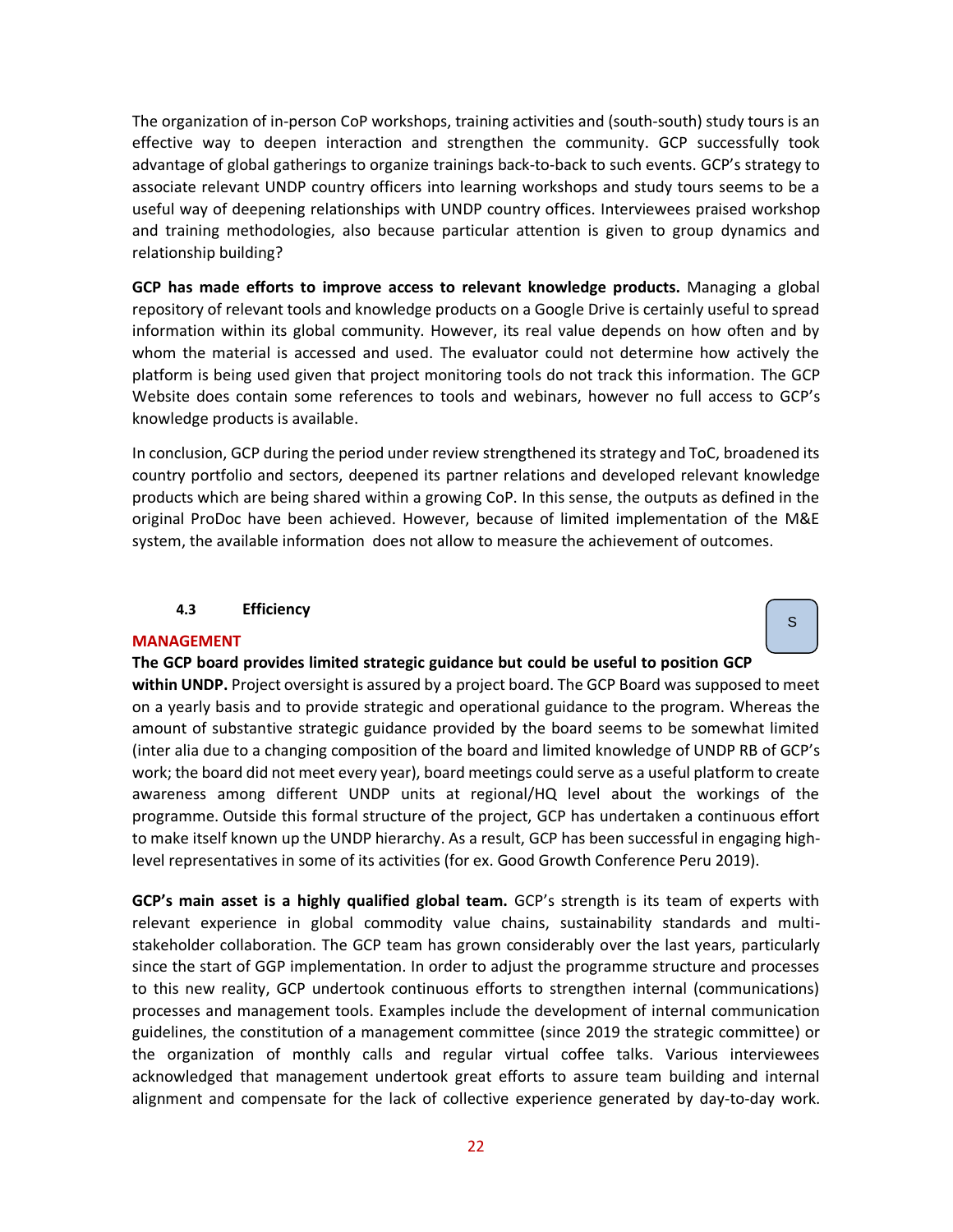The organization of in-person CoP workshops, training activities and (south-south) study tours is an effective way to deepen interaction and strengthen the community. GCP successfully took advantage of global gatherings to organize trainings back-to-back to such events. GCP's strategy to associate relevant UNDP country officers into learning workshops and study tours seems to be a useful way of deepening relationships with UNDP country offices. Interviewees praised workshop and training methodologies, also because particular attention is given to group dynamics and relationship building?

**GCP has made efforts to improve access to relevant knowledge products.** Managing a global repository of relevant tools and knowledge products on a Google Drive is certainly useful to spread information within its global community. However, its real value depends on how often and by whom the material is accessed and used. The evaluator could not determine how actively the platform is being used given that project monitoring tools do not track this information. The GCP Website does contain some references to tools and webinars, however no full access to GCP's knowledge products is available.

In conclusion, GCP during the period under review strengthened its strategy and ToC, broadened its country portfolio and sectors, deepened its partner relations and developed relevant knowledge products which are being shared within a growing CoP. In this sense, the outputs as defined in the original ProDoc have been achieved. However, because of limited implementation of the M&E system, the available information does not allow to measure the achievement of outcomes.

### 4.3 Efficiency

S

**MANAGEMENT**

**The GCP board provides limited strategic guidance but could be useful to position GCP within UNDP.** Project oversight is assured by a project board. The GCP Board was supposed to meet on a yearly basis and to provide strategic and operational guidance to the program. Whereas the amount of substantive strategic guidance provided by the board seems to be somewhat limited (inter alia due to a changing composition of the board and limited knowledge of UNDP RB of GCP's work; the board did not meet every year), board meetings could serve as a useful platform to create awareness among different UNDP units at regional/HQ level about the workings of the programme. Outside this formal structure of the project, GCP has undertaken a continuous effort to make itself known up the UNDP hierarchy. As a result, GCP has been successful in engaging high-level representatives in some of its activities (for ex. Good Growth Conference Peru 2019).

**GCP's main asset is a highly qualified global team.** GCP's strength is its team of experts with relevant experience in global commodity value chains, sustainability standards and multi-stakeholder collaboration. The GCP team has grown considerably over the last years, particularly since the start of GGP implementation. In order to adjust the programme structure and processes to this new reality, GCP undertook continuous efforts to strengthen internal (communications) processes and management tools. Examples include the development of internal communication guidelines, the constitution of a management committee (since 2019 the strategic committee) or the organization of monthly calls and regular virtual coffee talks. Various interviewees acknowledged that management undertook great efforts to assure team building and internal alignment and compensate for the lack of collective experience generated by day-to-day work.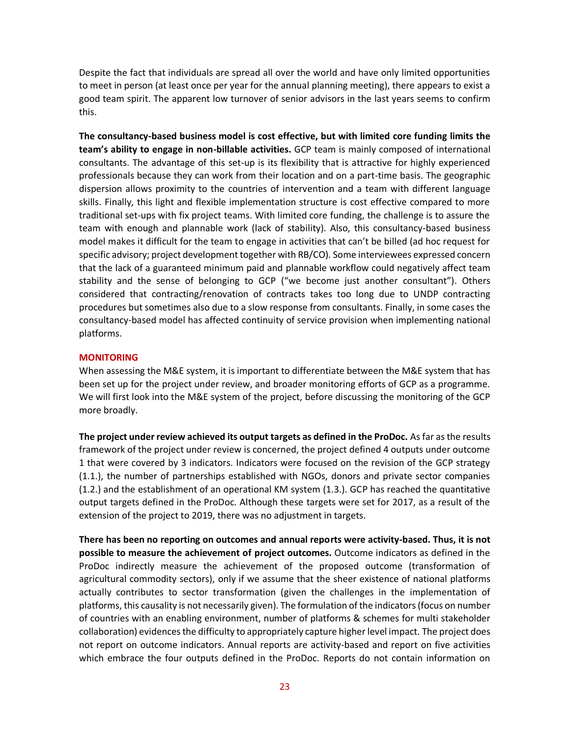Despite the fact that individuals are spread all over the world and have only limited opportunities to meet in person (at least once per year for the annual planning meeting), there appears to exist a good team spirit. The apparent low turnover of senior advisors in the last years seems to confirm this.

**The consultancy-based business model is cost effective, but with limited core funding limits the team's ability to engage in non-billable activities.** GCP team is mainly composed of international consultants. The advantage of this set-up is its flexibility that is attractive for highly experienced professionals because they can work from their location and on a part-time basis. The geographic dispersion allows proximity to the countries of intervention and a team with different language skills. Finally, this light and flexible implementation structure is cost effective compared to more traditional set-ups with fix project teams. With limited core funding, the challenge is to assure the team with enough and plannable work (lack of stability). Also, this consultancy-based business model makes it difficult for the team to engage in activities that can't be billed (ad hoc request for specific advisory; project development together with RB/CO). Some interviewees expressed concern that the lack of a guaranteed minimum paid and plannable workflow could negatively affect team stability and the sense of belonging to GCP ("we become just another consultant"). Others considered that contracting/renovation of contracts takes too long due to UNDP contracting procedures but sometimes also due to a slow response from consultants. Finally, in some cases the consultancy-based model has affected continuity of service provision when implementing national platforms.

## MONITORING

When assessing the M&E system, it is important to differentiate between the M&E system that has been set up for the project under review, and broader monitoring efforts of GCP as a programme. We will first look into the M&E system of the project, before discussing the monitoring of the GCP more broadly.

**The project under review achieved its output targets as defined in the ProDoc.** As far as the results framework of the project under review is concerned, the project defined 4 outputs under outcome 1 that were covered by 3 indicators. Indicators were focused on the revision of the GCP strategy (1.1.), the number of partnerships established with NGOs, donors and private sector companies (1.2.) and the establishment of an operational KM system (1.3.). GCP has reached the quantitative output targets defined in the ProDoc. Although these targets were set for 2017, as a result of the extension of the project to 2019, there was no adjustment in targets.

**There has been no reporting on outcomes and annual reports were activity-based. Thus, it is not possible to measure the achievement of project outcomes.** Outcome indicators as defined in the ProDoc indirectly measure the achievement of the proposed outcome (transformation of agricultural commodity sectors), only if we assume that the sheer existence of national platforms actually contributes to sector transformation (given the challenges in the implementation of platforms, this causality is not necessarily given). The formulation of the indicators (focus on number of countries with an enabling environment, number of platforms & schemes for multi stakeholder collaboration) evidences the difficulty to appropriately capture higher level impact. The project does not report on outcome indicators. Annual reports are activity-based and report on five activities which embrace the four outputs defined in the ProDoc. Reports do not contain information on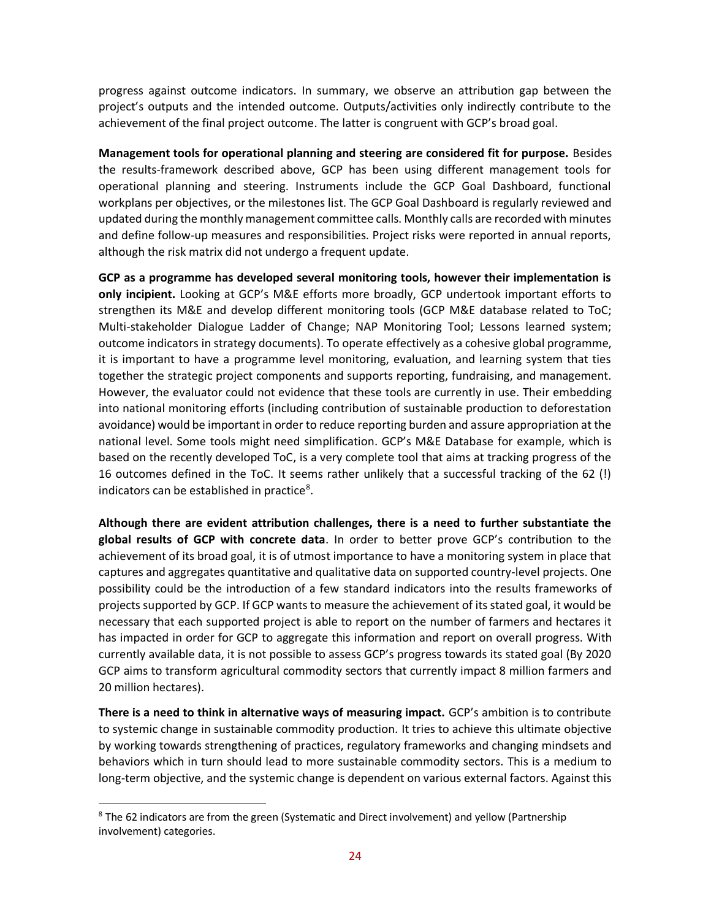progress against outcome indicators. In summary, we observe an attribution gap between the project's outputs and the intended outcome. Outputs/activities only indirectly contribute to the achievement of the final project outcome. The latter is congruent with GCP's broad goal.

**Management tools for operational planning and steering are considered fit for purpose.** Besides the results-framework described above, GCP has been using different management tools for operational planning and steering. Instruments include the GCP Goal Dashboard, functional workplans per objectives, or the milestones list. The GCP Goal Dashboard is regularly reviewed and updated during the monthly management committee calls. Monthly calls are recorded with minutes and define follow-up measures and responsibilities. Project risks were reported in annual reports, although the risk matrix did not undergo a frequent update.

**GCP as a programme has developed several monitoring tools, however their implementation is only incipient.** Looking at GCP's M&E efforts more broadly, GCP undertook important efforts to strengthen its M&E and develop different monitoring tools (GCP M&E database related to ToC; Multi-stakeholder Dialogue Ladder of Change; NAP Monitoring Tool; Lessons learned system; outcome indicators in strategy documents). To operate effectively as a cohesive global programme, it is important to have a programme level monitoring, evaluation, and learning system that ties together the strategic project components and supports reporting, fundraising, and management. However, the evaluator could not evidence that these tools are currently in use. Their embedding into national monitoring efforts (including contribution of sustainable production to deforestation avoidance) would be important in order to reduce reporting burden and assure appropriation at the national level. Some tools might need simplification. GCP's M&E Database for example, which is based on the recently developed ToC, is a very complete tool that aims at tracking progress of the 16 outcomes defined in the ToC. It seems rather unlikely that a successful tracking of the 62 (!) indicators can be established in practice[8].

**Although there are evident attribution challenges, there is a need to further substantiate the global results of GCP with concrete data**. In order to better prove GCP's contribution to the achievement of its broad goal, it is of utmost importance to have a monitoring system in place that captures and aggregates quantitative and qualitative data on supported country-level projects. One possibility could be the introduction of a few standard indicators into the results frameworks of projects supported by GCP. If GCP wants to measure the achievement of its stated goal, it would be necessary that each supported project is able to report on the number of farmers and hectares it has impacted in order for GCP to aggregate this information and report on overall progress. With currently available data, it is not possible to assess GCP's progress towards its stated goal (By 2020 GCP aims to transform agricultural commodity sectors that currently impact 8 million farmers and 20 million hectares).

**There is a need to think in alternative ways of measuring impact.** GCP's ambition is to contribute to systemic change in sustainable commodity production. It tries to achieve this ultimate objective by working towards strengthening of practices, regulatory frameworks and changing mindsets and behaviors which in turn should lead to more sustainable commodity sectors. This is a medium to long-term objective, and the systemic change is dependent on various external factors. Against this

[8] The 62 indicators are from the green (Systematic and Direct involvement) and yellow (Partnership involvement) categories.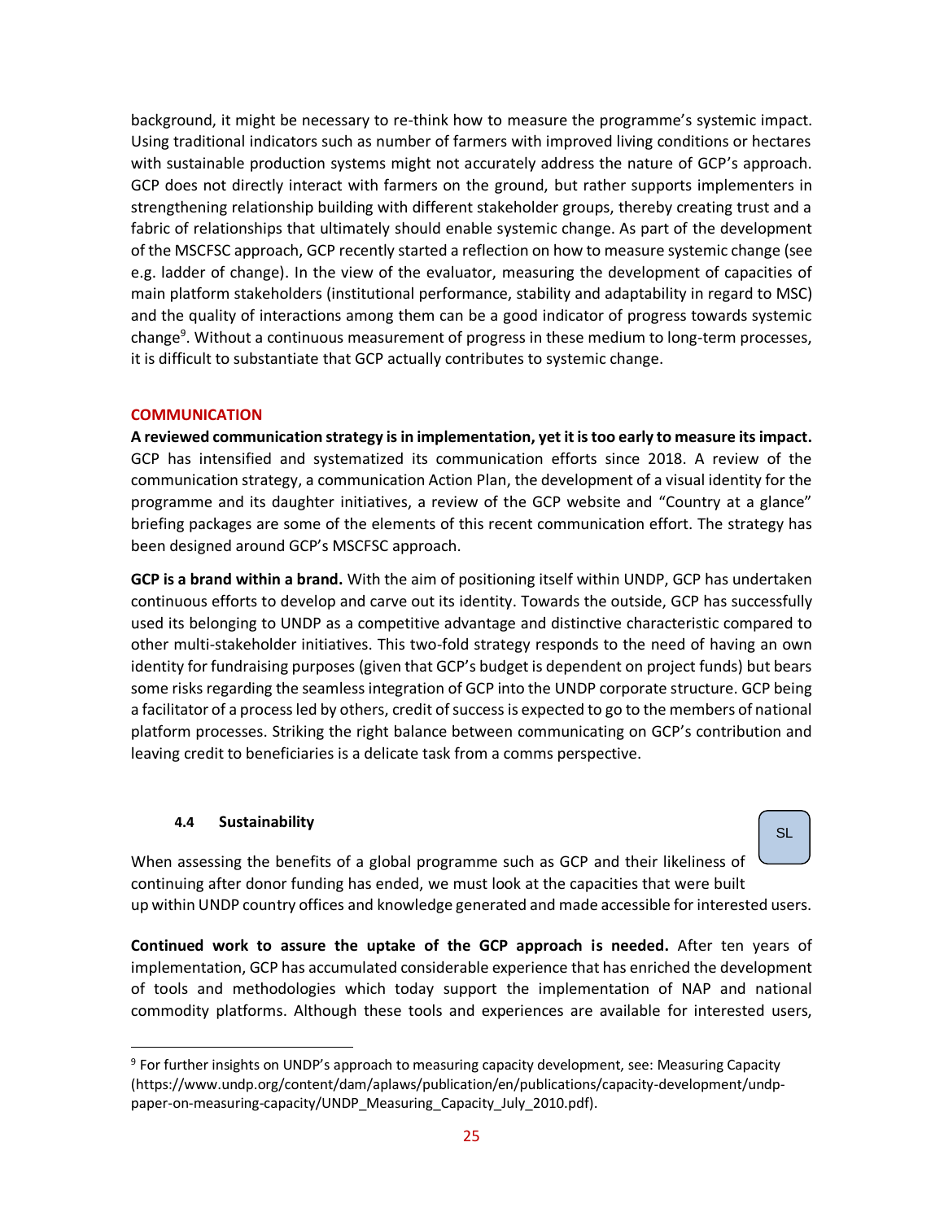background, it might be necessary to re-think how to measure the programme's systemic impact. Using traditional indicators such as number of farmers with improved living conditions or hectares with sustainable production systems might not accurately address the nature of GCP's approach. GCP does not directly interact with farmers on the ground, but rather supports implementers in strengthening relationship building with different stakeholder groups, thereby creating trust and a fabric of relationships that ultimately should enable systemic change. As part of the development of the MSCFSC approach, GCP recently started a reflection on how to measure systemic change (see e.g. ladder of change). In the view of the evaluator, measuring the development of capacities of main platform stakeholders (institutional performance, stability and adaptability in regard to MSC) and the quality of interactions among them can be a good indicator of progress towards systemic change[9]. Without a continuous measurement of progress in these medium to long-term processes, it is difficult to substantiate that GCP actually contributes to systemic change.

#### COMMUNICATION

**A reviewed communication strategy is in implementation, yet it is too early to measure its impact.** GCP has intensified and systematized its communication efforts since 2018. A review of the communication strategy, a communication Action Plan, the development of a visual identity for the programme and its daughter initiatives, a review of the GCP website and "Country at a glance" briefing packages are some of the elements of this recent communication effort. The strategy has been designed around GCP's MSCFSC approach.

**GCP is a brand within a brand.** With the aim of positioning itself within UNDP, GCP has undertaken continuous efforts to develop and carve out its identity. Towards the outside, GCP has successfully used its belonging to UNDP as a competitive advantage and distinctive characteristic compared to other multi-stakeholder initiatives. This two-fold strategy responds to the need of having an own identity for fundraising purposes (given that GCP's budget is dependent on project funds) but bears some risks regarding the seamless integration of GCP into the UNDP corporate structure. GCP being a facilitator of a process led by others, credit of success is expected to go to the members of national platform processes. Striking the right balance between communicating on GCP's contribution and leaving credit to beneficiaries is a delicate task from a comms perspective.

### 4.4 Sustainability

SL

When assessing the benefits of a global programme such as GCP and their likeliness of continuing after donor funding has ended, we must look at the capacities that were built up within UNDP country offices and knowledge generated and made accessible for interested users.

**Continued work to assure the uptake of the GCP approach is needed.** After ten years of implementation, GCP has accumulated considerable experience that has enriched the development of tools and methodologies which today support the implementation of NAP and national commodity platforms. Although these tools and experiences are available for interested users,

---

[9] For further insights on UNDP's approach to measuring capacity development, see: Measuring Capacity (https://www.undp.org/content/dam/aplaws/publication/en/publications/capacity-development/undp-paper-on-measuring-capacity/UNDP_Measuring_Capacity_July_2010.pdf).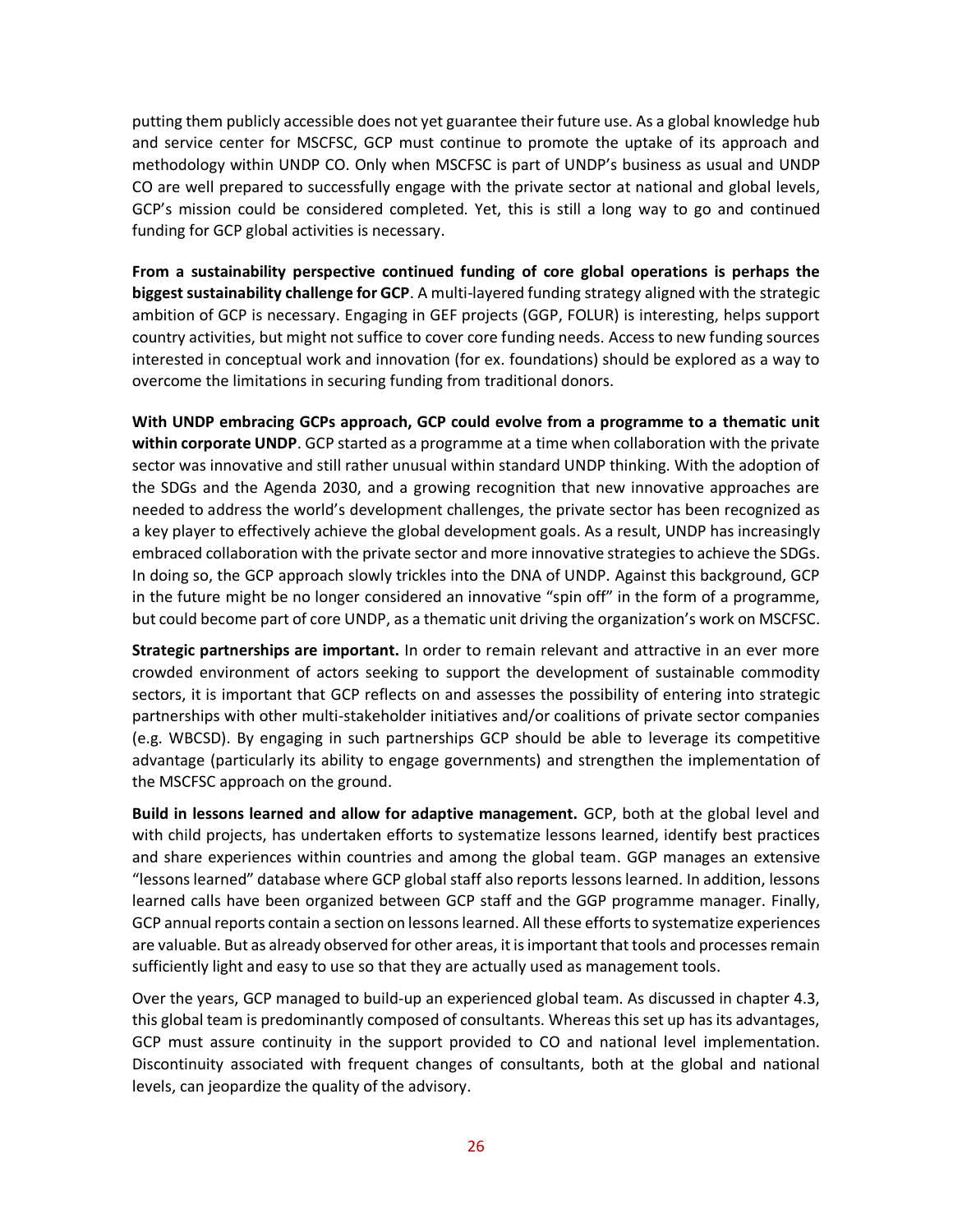putting them publicly accessible does not yet guarantee their future use. As a global knowledge hub and service center for MSCFSC, GCP must continue to promote the uptake of its approach and methodology within UNDP CO. Only when MSCFSC is part of UNDP's business as usual and UNDP CO are well prepared to successfully engage with the private sector at national and global levels, GCP's mission could be considered completed. Yet, this is still a long way to go and continued funding for GCP global activities is necessary.

**From a sustainability perspective continued funding of core global operations is perhaps the biggest sustainability challenge for GCP**. A multi-layered funding strategy aligned with the strategic ambition of GCP is necessary. Engaging in GEF projects (GGP, FOLUR) is interesting, helps support country activities, but might not suffice to cover core funding needs. Access to new funding sources interested in conceptual work and innovation (for ex. foundations) should be explored as a way to overcome the limitations in securing funding from traditional donors.

**With UNDP embracing GCPs approach, GCP could evolve from a programme to a thematic unit within corporate UNDP**. GCP started as a programme at a time when collaboration with the private sector was innovative and still rather unusual within standard UNDP thinking. With the adoption of the SDGs and the Agenda 2030, and a growing recognition that new innovative approaches are needed to address the world's development challenges, the private sector has been recognized as a key player to effectively achieve the global development goals. As a result, UNDP has increasingly embraced collaboration with the private sector and more innovative strategies to achieve the SDGs. In doing so, the GCP approach slowly trickles into the DNA of UNDP. Against this background, GCP in the future might be no longer considered an innovative "spin off" in the form of a programme, but could become part of core UNDP, as a thematic unit driving the organization's work on MSCFSC.

**Strategic partnerships are important.** In order to remain relevant and attractive in an ever more crowded environment of actors seeking to support the development of sustainable commodity sectors, it is important that GCP reflects on and assesses the possibility of entering into strategic partnerships with other multi-stakeholder initiatives and/or coalitions of private sector companies (e.g. WBCSD). By engaging in such partnerships GCP should be able to leverage its competitive advantage (particularly its ability to engage governments) and strengthen the implementation of the MSCFSC approach on the ground.

**Build in lessons learned and allow for adaptive management.** GCP, both at the global level and with child projects, has undertaken efforts to systematize lessons learned, identify best practices and share experiences within countries and among the global team. GGP manages an extensive "lessons learned" database where GCP global staff also reports lessons learned. In addition, lessons learned calls have been organized between GCP staff and the GGP programme manager. Finally, GCP annual reports contain a section on lessons learned. All these efforts to systematize experiences are valuable. But as already observed for other areas, it is important that tools and processes remain sufficiently light and easy to use so that they are actually used as management tools.

Over the years, GCP managed to build-up an experienced global team. As discussed in chapter 4.3, this global team is predominantly composed of consultants. Whereas this set up has its advantages, GCP must assure continuity in the support provided to CO and national level implementation. Discontinuity associated with frequent changes of consultants, both at the global and national levels, can jeopardize the quality of the advisory.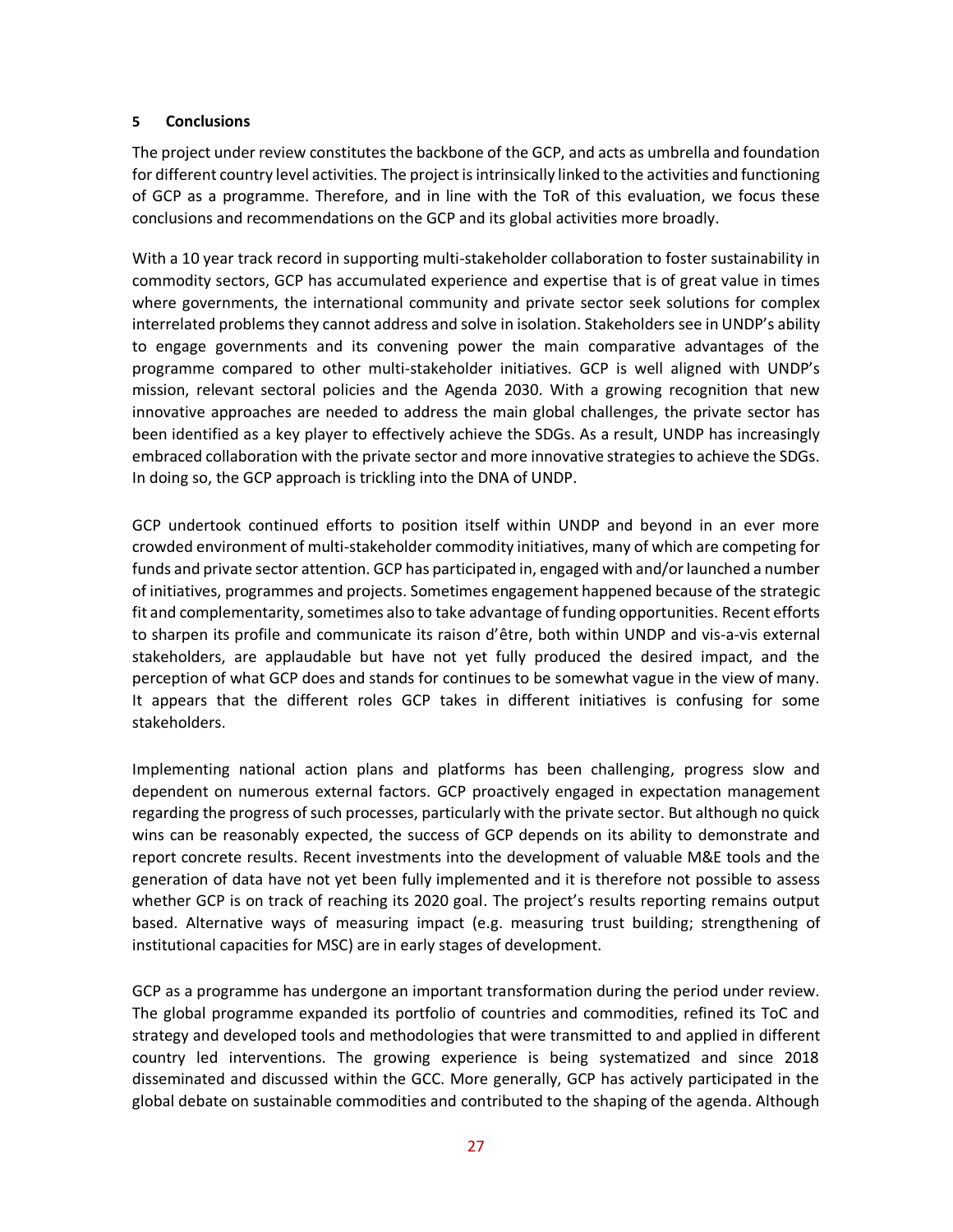## 5 Conclusions

The project under review constitutes the backbone of the GCP, and acts as umbrella and foundation for different country level activities. The project is intrinsically linked to the activities and functioning of GCP as a programme. Therefore, and in line with the ToR of this evaluation, we focus these conclusions and recommendations on the GCP and its global activities more broadly.

With a 10 year track record in supporting multi-stakeholder collaboration to foster sustainability in commodity sectors, GCP has accumulated experience and expertise that is of great value in times where governments, the international community and private sector seek solutions for complex interrelated problems they cannot address and solve in isolation. Stakeholders see in UNDP's ability to engage governments and its convening power the main comparative advantages of the programme compared to other multi-stakeholder initiatives. GCP is well aligned with UNDP's mission, relevant sectoral policies and the Agenda 2030. With a growing recognition that new innovative approaches are needed to address the main global challenges, the private sector has been identified as a key player to effectively achieve the SDGs. As a result, UNDP has increasingly embraced collaboration with the private sector and more innovative strategies to achieve the SDGs. In doing so, the GCP approach is trickling into the DNA of UNDP.

GCP undertook continued efforts to position itself within UNDP and beyond in an ever more crowded environment of multi-stakeholder commodity initiatives, many of which are competing for funds and private sector attention. GCP has participated in, engaged with and/or launched a number of initiatives, programmes and projects. Sometimes engagement happened because of the strategic fit and complementarity, sometimes also to take advantage of funding opportunities. Recent efforts to sharpen its profile and communicate its raison d'être, both within UNDP and vis-a-vis external stakeholders, are applaudable but have not yet fully produced the desired impact, and the perception of what GCP does and stands for continues to be somewhat vague in the view of many. It appears that the different roles GCP takes in different initiatives is confusing for some stakeholders.

Implementing national action plans and platforms has been challenging, progress slow and dependent on numerous external factors. GCP proactively engaged in expectation management regarding the progress of such processes, particularly with the private sector. But although no quick wins can be reasonably expected, the success of GCP depends on its ability to demonstrate and report concrete results. Recent investments into the development of valuable M&E tools and the generation of data have not yet been fully implemented and it is therefore not possible to assess whether GCP is on track of reaching its 2020 goal. The project's results reporting remains output based. Alternative ways of measuring impact (e.g. measuring trust building; strengthening of institutional capacities for MSC) are in early stages of development.

GCP as a programme has undergone an important transformation during the period under review. The global programme expanded its portfolio of countries and commodities, refined its ToC and strategy and developed tools and methodologies that were transmitted to and applied in different country led interventions. The growing experience is being systematized and since 2018 disseminated and discussed within the GCC. More generally, GCP has actively participated in the global debate on sustainable commodities and contributed to the shaping of the agenda. Although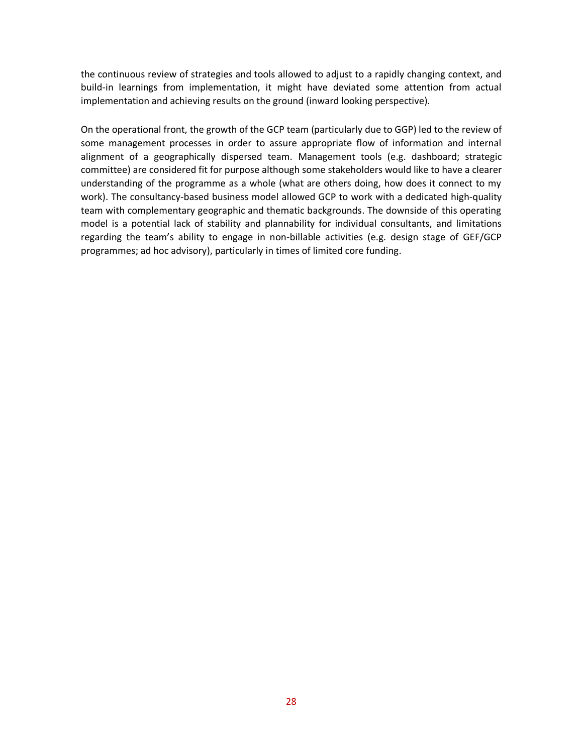the continuous review of strategies and tools allowed to adjust to a rapidly changing context, and build-in learnings from implementation, it might have deviated some attention from actual implementation and achieving results on the ground (inward looking perspective).

On the operational front, the growth of the GCP team (particularly due to GGP) led to the review of some management processes in order to assure appropriate flow of information and internal alignment of a geographically dispersed team. Management tools (e.g. dashboard; strategic committee) are considered fit for purpose although some stakeholders would like to have a clearer understanding of the programme as a whole (what are others doing, how does it connect to my work). The consultancy-based business model allowed GCP to work with a dedicated high-quality team with complementary geographic and thematic backgrounds. The downside of this operating model is a potential lack of stability and plannability for individual consultants, and limitations regarding the team's ability to engage in non-billable activities (e.g. design stage of GEF/GCP programmes; ad hoc advisory), particularly in times of limited core funding.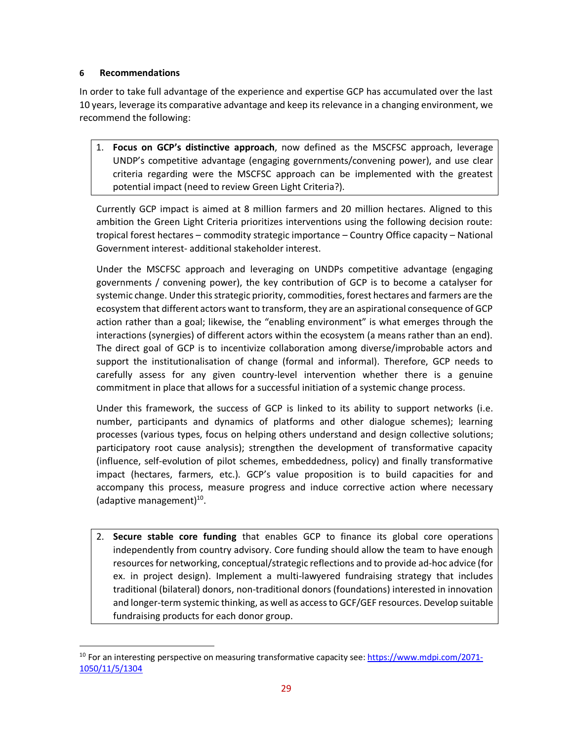## 6 Recommendations

In order to take full advantage of the experience and expertise GCP has accumulated over the last 10 years, leverage its comparative advantage and keep its relevance in a changing environment, we recommend the following:

1. **Focus on GCP's distinctive approach**, now defined as the MSCFSC approach, leverage UNDP's competitive advantage (engaging governments/convening power), and use clear criteria regarding were the MSCFSC approach can be implemented with the greatest potential impact (need to review Green Light Criteria?).

Currently GCP impact is aimed at 8 million farmers and 20 million hectares. Aligned to this ambition the Green Light Criteria prioritizes interventions using the following decision route: tropical forest hectares – commodity strategic importance – Country Office capacity – National Government interest- additional stakeholder interest.

Under the MSCFSC approach and leveraging on UNDPs competitive advantage (engaging governments / convening power), the key contribution of GCP is to become a catalyser for systemic change. Under this strategic priority, commodities, forest hectares and farmers are the ecosystem that different actors want to transform, they are an aspirational consequence of GCP action rather than a goal; likewise, the "enabling environment" is what emerges through the interactions (synergies) of different actors within the ecosystem (a means rather than an end). The direct goal of GCP is to incentivize collaboration among diverse/improbable actors and support the institutionalisation of change (formal and informal). Therefore, GCP needs to carefully assess for any given country-level intervention whether there is a genuine commitment in place that allows for a successful initiation of a systemic change process.

Under this framework, the success of GCP is linked to its ability to support networks (i.e. number, participants and dynamics of platforms and other dialogue schemes); learning processes (various types, focus on helping others understand and design collective solutions; participatory root cause analysis); strengthen the development of transformative capacity (influence, self-evolution of pilot schemes, embeddedness, policy) and finally transformative impact (hectares, farmers, etc.). GCP's value proposition is to build capacities for and accompany this process, measure progress and induce corrective action where necessary (adaptive management)[10].

2. **Secure stable core funding** that enables GCP to finance its global core operations independently from country advisory. Core funding should allow the team to have enough resources for networking, conceptual/strategic reflections and to provide ad-hoc advice (for ex. in project design). Implement a multi-lawyered fundraising strategy that includes traditional (bilateral) donors, non-traditional donors (foundations) interested in innovation and longer-term systemic thinking, as well as access to GCF/GEF resources. Develop suitable fundraising products for each donor group.

---

[10] For an interesting perspective on measuring transformative capacity see: https://www.mdpi.com/2071-1050/11/5/1304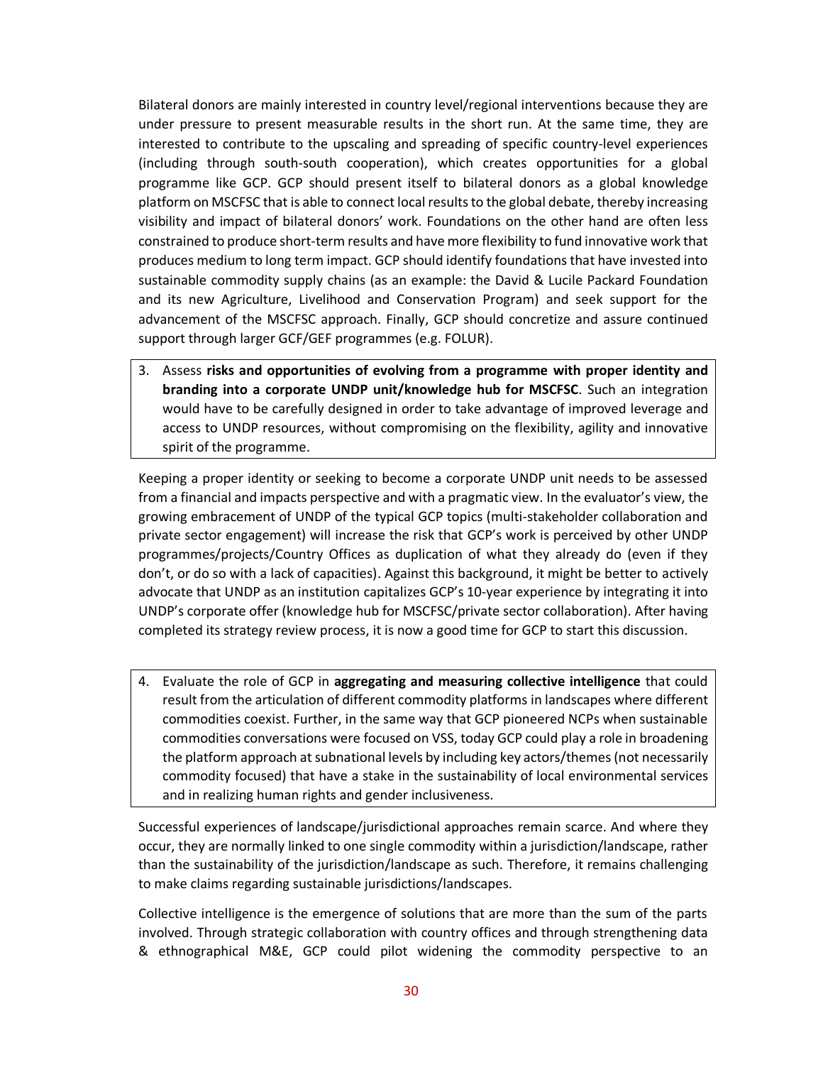Bilateral donors are mainly interested in country level/regional interventions because they are under pressure to present measurable results in the short run. At the same time, they are interested to contribute to the upscaling and spreading of specific country-level experiences (including through south-south cooperation), which creates opportunities for a global programme like GCP. GCP should present itself to bilateral donors as a global knowledge platform on MSCFSC that is able to connect local results to the global debate, thereby increasing visibility and impact of bilateral donors' work. Foundations on the other hand are often less constrained to produce short-term results and have more flexibility to fund innovative work that produces medium to long term impact. GCP should identify foundations that have invested into sustainable commodity supply chains (as an example: the David & Lucile Packard Foundation and its new Agriculture, Livelihood and Conservation Program) and seek support for the advancement of the MSCFSC approach. Finally, GCP should concretize and assure continued support through larger GCF/GEF programmes (e.g. FOLUR).

3. Assess **risks and opportunities of evolving from a programme with proper identity and branding into a corporate UNDP unit/knowledge hub for MSCFSC**. Such an integration would have to be carefully designed in order to take advantage of improved leverage and access to UNDP resources, without compromising on the flexibility, agility and innovative spirit of the programme.

Keeping a proper identity or seeking to become a corporate UNDP unit needs to be assessed from a financial and impacts perspective and with a pragmatic view. In the evaluator's view, the growing embracement of UNDP of the typical GCP topics (multi-stakeholder collaboration and private sector engagement) will increase the risk that GCP's work is perceived by other UNDP programmes/projects/Country Offices as duplication of what they already do (even if they don't, or do so with a lack of capacities). Against this background, it might be better to actively advocate that UNDP as an institution capitalizes GCP's 10-year experience by integrating it into UNDP's corporate offer (knowledge hub for MSCFSC/private sector collaboration). After having completed its strategy review process, it is now a good time for GCP to start this discussion.

4. Evaluate the role of GCP in **aggregating and measuring collective intelligence** that could result from the articulation of different commodity platforms in landscapes where different commodities coexist. Further, in the same way that GCP pioneered NCPs when sustainable commodities conversations were focused on VSS, today GCP could play a role in broadening the platform approach at subnational levels by including key actors/themes (not necessarily commodity focused) that have a stake in the sustainability of local environmental services and in realizing human rights and gender inclusiveness.

Successful experiences of landscape/jurisdictional approaches remain scarce. And where they occur, they are normally linked to one single commodity within a jurisdiction/landscape, rather than the sustainability of the jurisdiction/landscape as such. Therefore, it remains challenging to make claims regarding sustainable jurisdictions/landscapes.

Collective intelligence is the emergence of solutions that are more than the sum of the parts involved. Through strategic collaboration with country offices and through strengthening data & ethnographical M&E, GCP could pilot widening the commodity perspective to an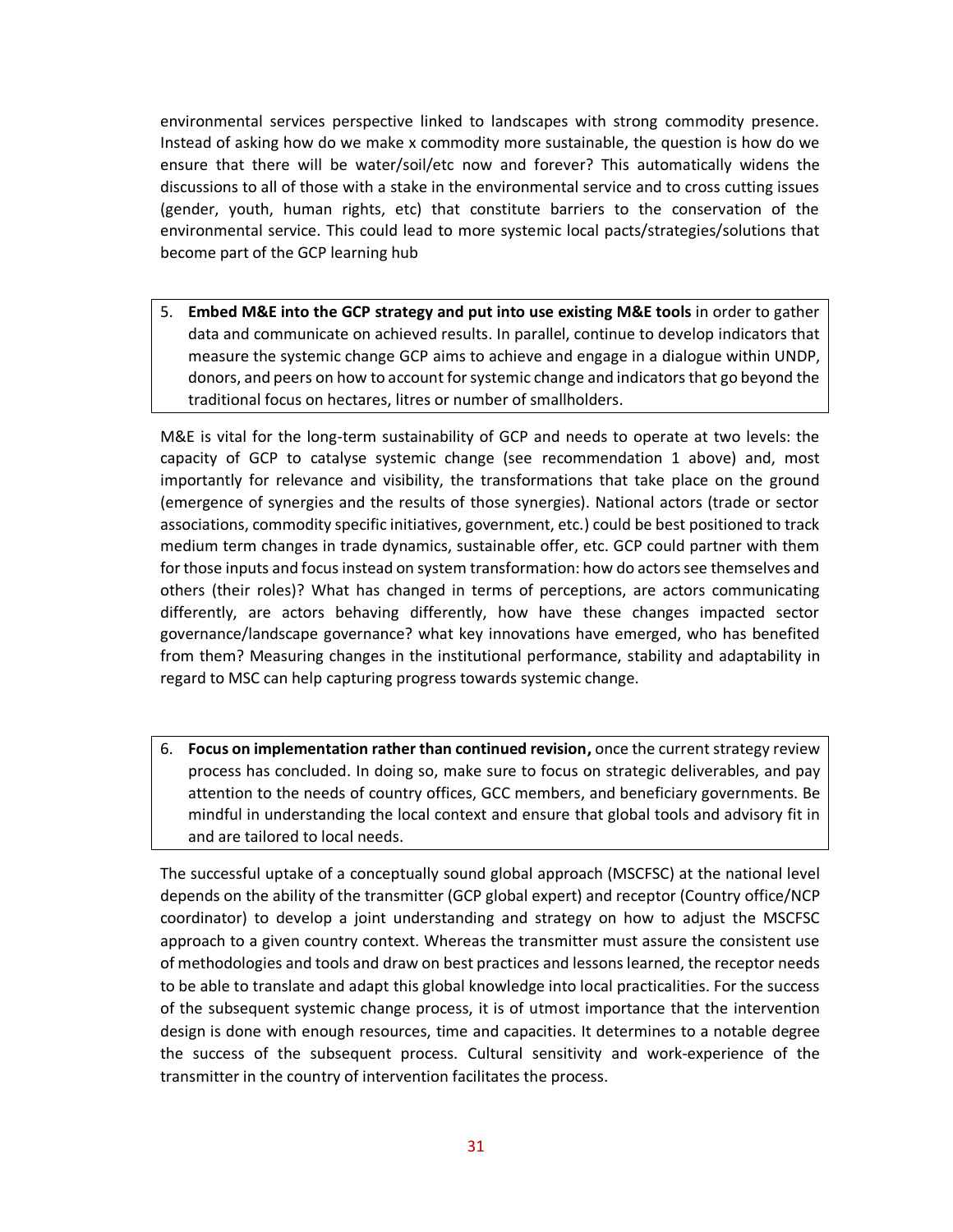environmental services perspective linked to landscapes with strong commodity presence. Instead of asking how do we make x commodity more sustainable, the question is how do we ensure that there will be water/soil/etc now and forever? This automatically widens the discussions to all of those with a stake in the environmental service and to cross cutting issues (gender, youth, human rights, etc) that constitute barriers to the conservation of the environmental service. This could lead to more systemic local pacts/strategies/solutions that become part of the GCP learning hub

5. **Embed M&E into the GCP strategy and put into use existing M&E tools** in order to gather data and communicate on achieved results. In parallel, continue to develop indicators that measure the systemic change GCP aims to achieve and engage in a dialogue within UNDP, donors, and peers on how to account for systemic change and indicators that go beyond the traditional focus on hectares, litres or number of smallholders.

M&E is vital for the long-term sustainability of GCP and needs to operate at two levels: the capacity of GCP to catalyse systemic change (see recommendation 1 above) and, most importantly for relevance and visibility, the transformations that take place on the ground (emergence of synergies and the results of those synergies). National actors (trade or sector associations, commodity specific initiatives, government, etc.) could be best positioned to track medium term changes in trade dynamics, sustainable offer, etc. GCP could partner with them for those inputs and focus instead on system transformation: how do actors see themselves and others (their roles)? What has changed in terms of perceptions, are actors communicating differently, are actors behaving differently, how have these changes impacted sector governance/landscape governance? what key innovations have emerged, who has benefited from them? Measuring changes in the institutional performance, stability and adaptability in regard to MSC can help capturing progress towards systemic change.

6. **Focus on implementation rather than continued revision,** once the current strategy review process has concluded. In doing so, make sure to focus on strategic deliverables, and pay attention to the needs of country offices, GCC members, and beneficiary governments. Be mindful in understanding the local context and ensure that global tools and advisory fit in and are tailored to local needs.

The successful uptake of a conceptually sound global approach (MSCFSC) at the national level depends on the ability of the transmitter (GCP global expert) and receptor (Country office/NCP coordinator) to develop a joint understanding and strategy on how to adjust the MSCFSC approach to a given country context. Whereas the transmitter must assure the consistent use of methodologies and tools and draw on best practices and lessons learned, the receptor needs to be able to translate and adapt this global knowledge into local practicalities. For the success of the subsequent systemic change process, it is of utmost importance that the intervention design is done with enough resources, time and capacities. It determines to a notable degree the success of the subsequent process. Cultural sensitivity and work-experience of the transmitter in the country of intervention facilitates the process.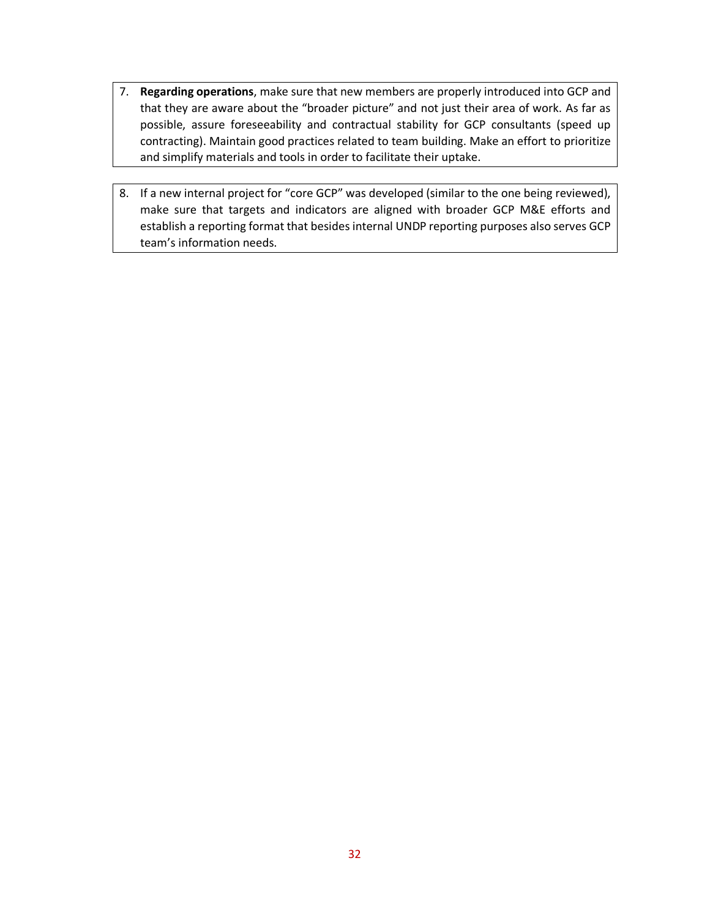7. **Regarding operations**, make sure that new members are properly introduced into GCP and that they are aware about the "broader picture" and not just their area of work. As far as possible, assure foreseeability and contractual stability for GCP consultants (speed up contracting). Maintain good practices related to team building. Make an effort to prioritize and simplify materials and tools in order to facilitate their uptake.

8. If a new internal project for "core GCP" was developed (similar to the one being reviewed), make sure that targets and indicators are aligned with broader GCP M&E efforts and establish a reporting format that besides internal UNDP reporting purposes also serves GCP team's information needs.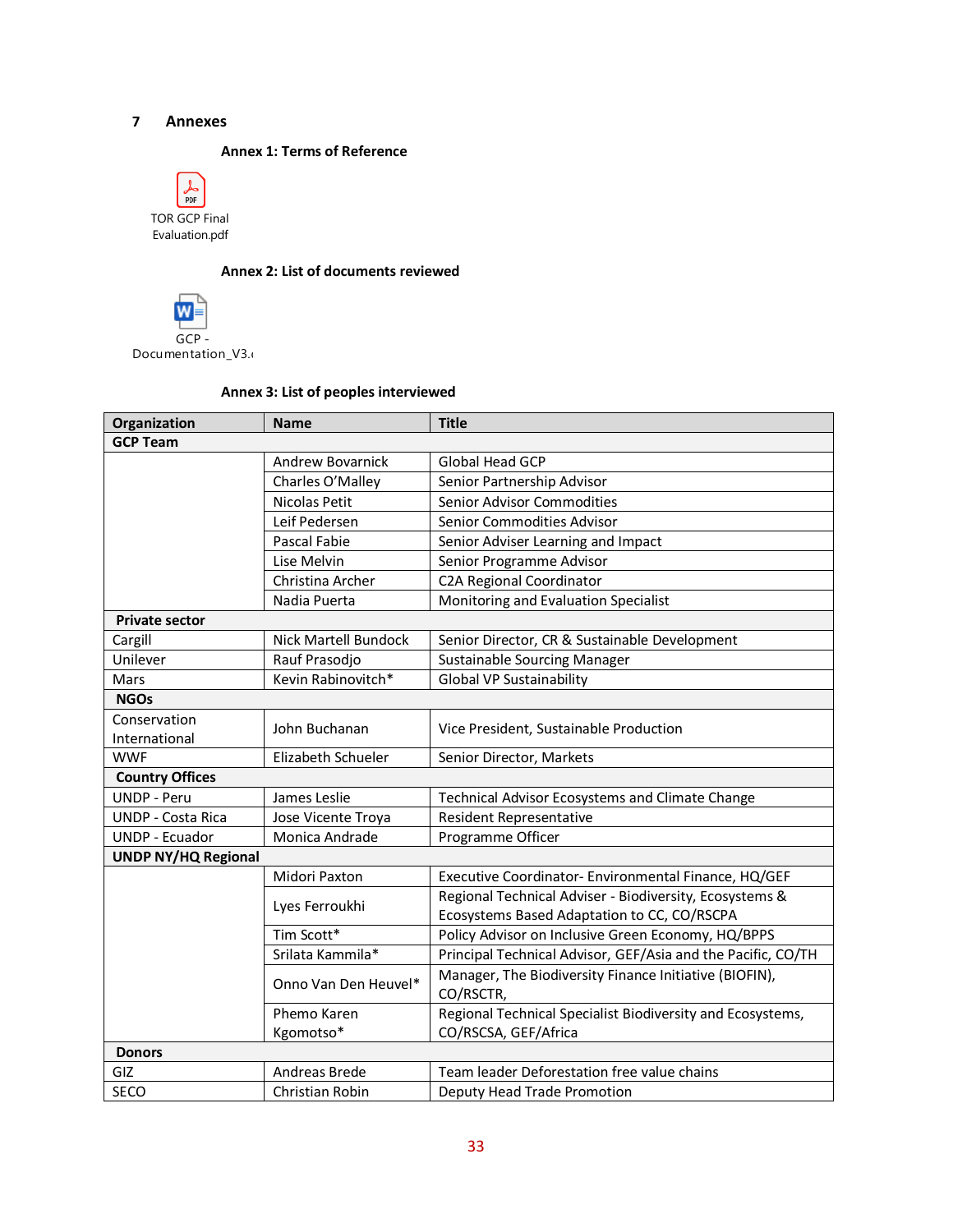## 7 Annexes

### Annex 1: Terms of Reference

TOR GCP Final Evaluation.pdf

### Annex 2: List of documents reviewed

GCP - Documentation_V3.(

### Annex 3: List of peoples interviewed

| Organization | Name | Title |
|---|---|---|
| **GCP Team** | | |
| | Andrew Bovarnick | Global Head GCP |
| | Charles O'Malley | Senior Partnership Advisor |
| | Nicolas Petit | Senior Advisor Commodities |
| | Leif Pedersen | Senior Commodities Advisor |
| | Pascal Fabie | Senior Adviser Learning and Impact |
| | Lise Melvin | Senior Programme Advisor |
| | Christina Archer | C2A Regional Coordinator |
| | Nadia Puerta | Monitoring and Evaluation Specialist |
| **Private sector** | | |
| Cargill | Nick Martell Bundock | Senior Director, CR & Sustainable Development |
| Unilever | Rauf Prasodjo | Sustainable Sourcing Manager |
| Mars | Kevin Rabinovitch* | Global VP Sustainability |
| **NGOs** | | |
| Conservation International | John Buchanan | Vice President, Sustainable Production |
| WWF | Elizabeth Schueler | Senior Director, Markets |
| **Country Offices** | | |
| UNDP - Peru | James Leslie | Technical Advisor Ecosystems and Climate Change |
| UNDP - Costa Rica | Jose Vicente Troya | Resident Representative |
| UNDP - Ecuador | Monica Andrade | Programme Officer |
| **UNDP NY/HQ Regional** | | |
| | Midori Paxton | Executive Coordinator- Environmental Finance, HQ/GEF |
| | Lyes Ferroukhi | Regional Technical Adviser - Biodiversity, Ecosystems & Ecosystems Based Adaptation to CC, CO/RSCPA |
| | Tim Scott* | Policy Advisor on Inclusive Green Economy, HQ/BPPS |
| | Srilata Kammila* | Principal Technical Advisor, GEF/Asia and the Pacific, CO/TH |
| | Onno Van Den Heuvel* | Manager, The Biodiversity Finance Initiative (BIOFIN), CO/RSCTR, |
| | Phemo Karen Kgomotso* | Regional Technical Specialist Biodiversity and Ecosystems, CO/RSCSA, GEF/Africa |
| **Donors** | | |
| GIZ | Andreas Brede | Team leader Deforestation free value chains |
| SECO | Christian Robin | Deputy Head Trade Promotion |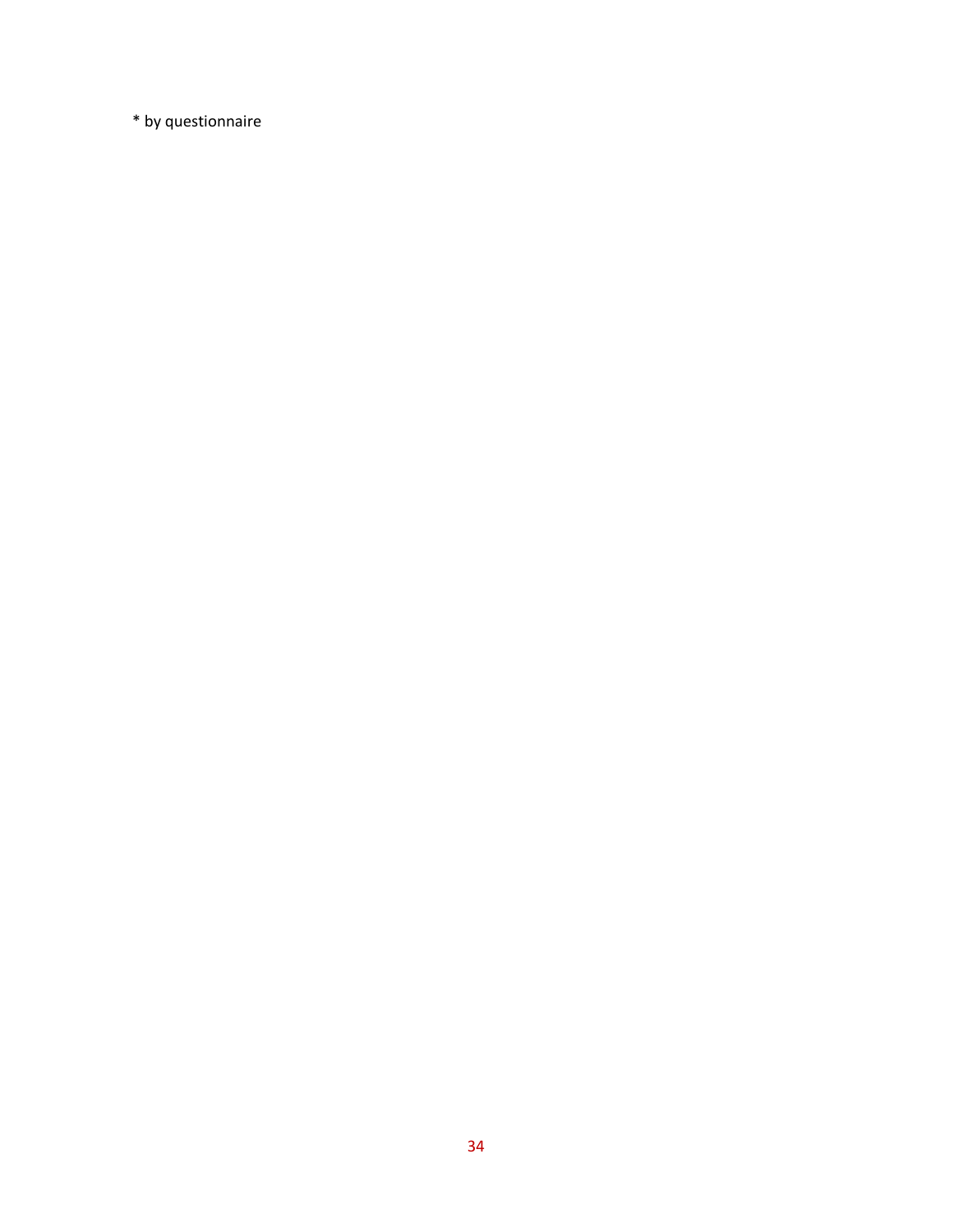* by questionnaire